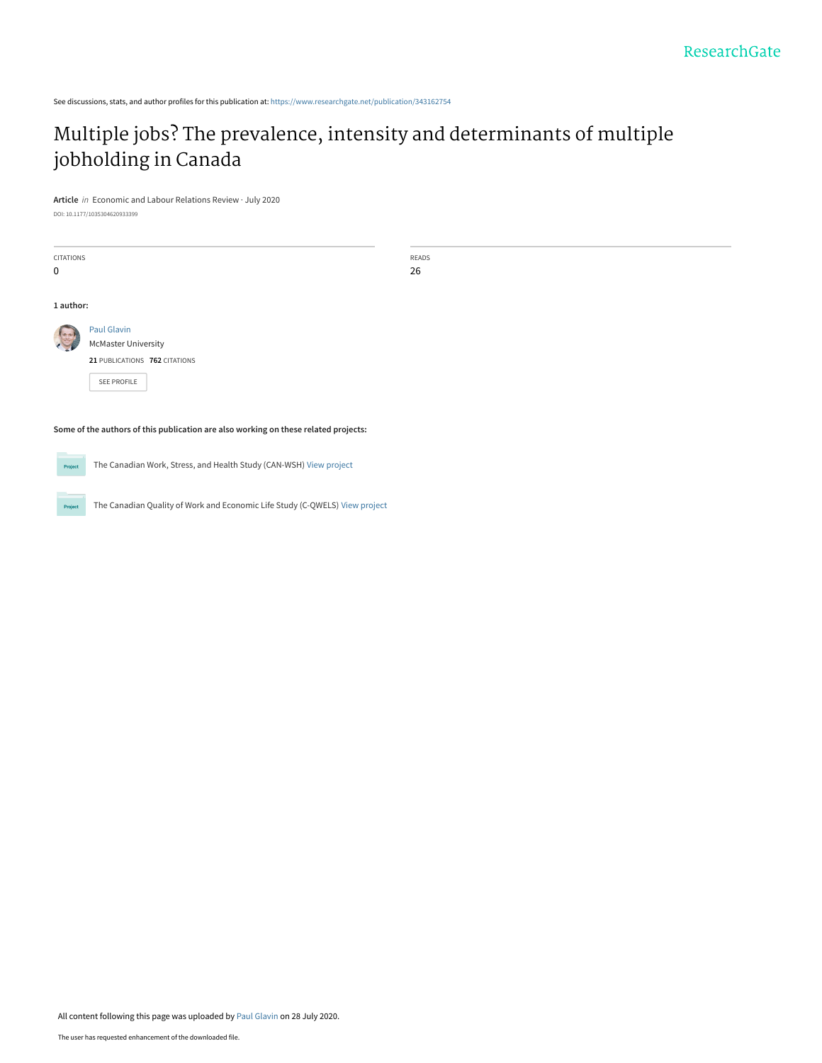ResearchGate

See discussions, stats, and author profiles for this publication at: https://www.researchgate.net/publication/343162754

# Multiple jobs? The prevalence, intensity and determinants of multiple jobholding in Canada

**Article** *in* Economic and Labour Relations Review · July 2020

DOI: 10.1177/1035304620933399

| CITATIONS | READS |
|---|---|
| 0 | 26 |

**1 author:**

Paul Glavin
McMaster University
**21** PUBLICATIONS **762** CITATIONS

SEE PROFILE

**Some of the authors of this publication are also working on these related projects:**

The Canadian Work, Stress, and Health Study (CAN-WSH) View project

The Canadian Quality of Work and Economic Life Study (C-QWELS) View project

All content following this page was uploaded by Paul Glavin on 28 July 2020.

The user has requested enhancement of the downloaded file.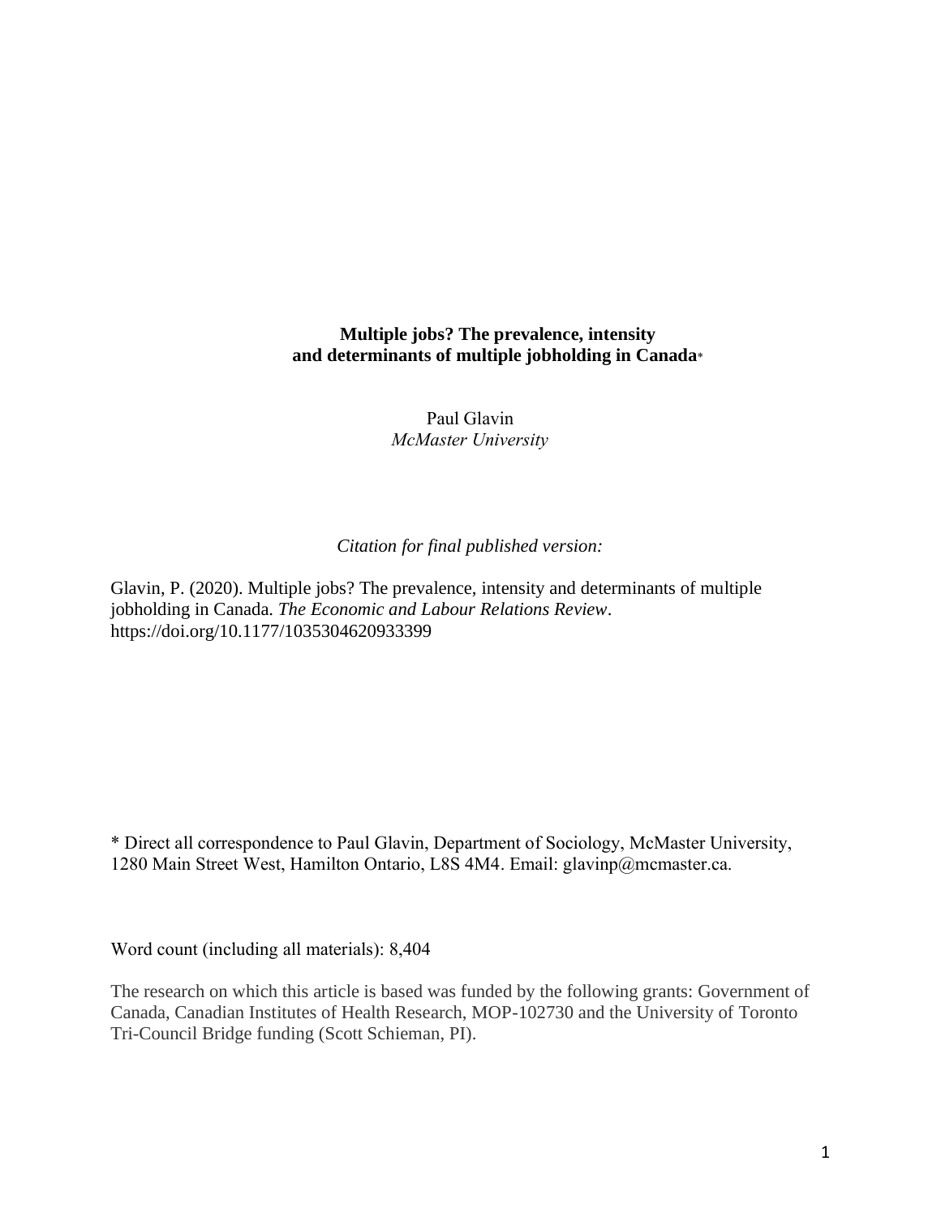**Multiple jobs? The prevalence, intensity and determinants of multiple jobholding in Canada***

Paul Glavin
*McMaster University*

*Citation for final published version:*

Glavin, P. (2020). Multiple jobs? The prevalence, intensity and determinants of multiple jobholding in Canada. *The Economic and Labour Relations Review*. https://doi.org/10.1177/1035304620933399

* Direct all correspondence to Paul Glavin, Department of Sociology, McMaster University, 1280 Main Street West, Hamilton Ontario, L8S 4M4. Email: glavinp@mcmaster.ca.

Word count (including all materials): 8,404

The research on which this article is based was funded by the following grants: Government of Canada, Canadian Institutes of Health Research, MOP-102730 and the University of Toronto Tri-Council Bridge funding (Scott Schieman, PI).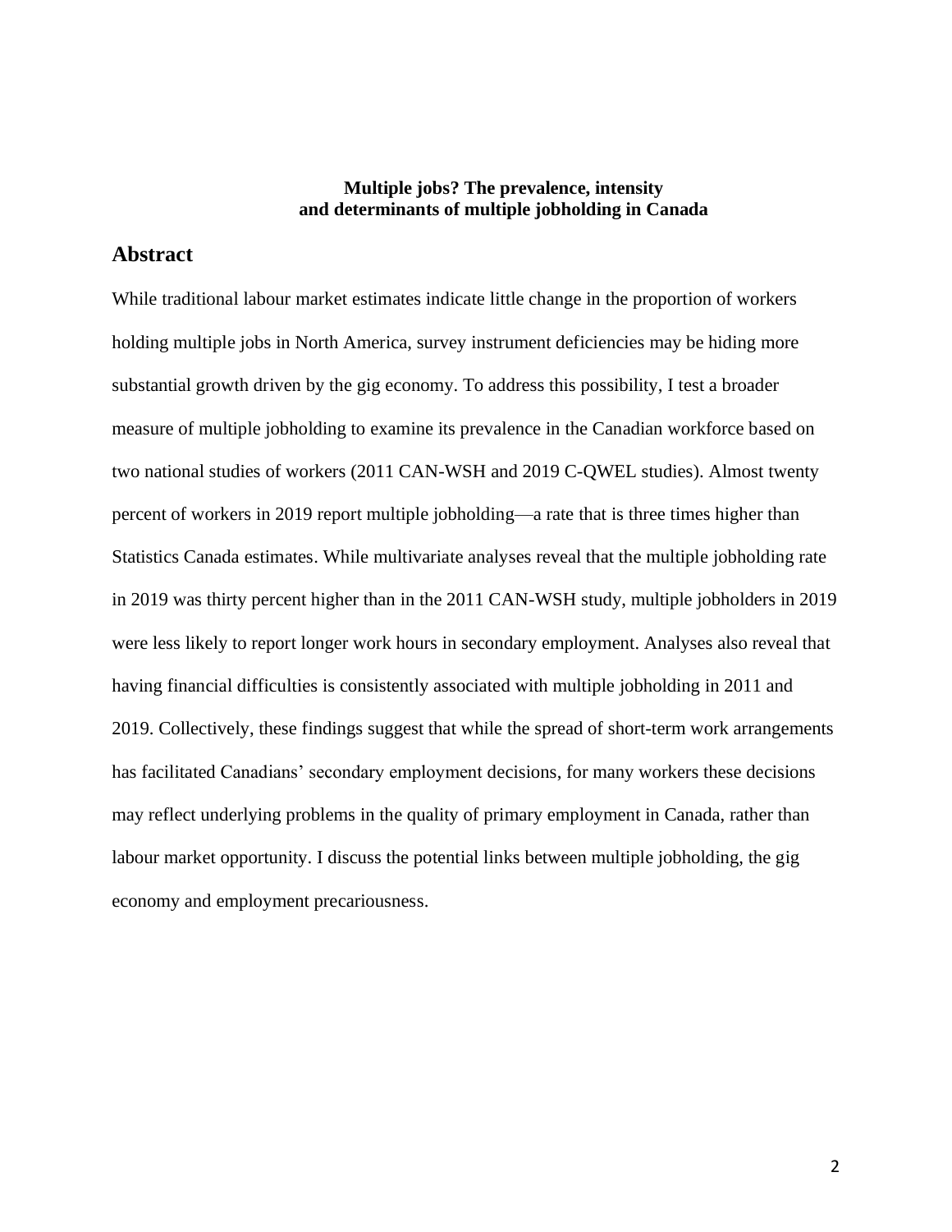**Multiple jobs? The prevalence, intensity and determinants of multiple jobholding in Canada**

## Abstract

While traditional labour market estimates indicate little change in the proportion of workers holding multiple jobs in North America, survey instrument deficiencies may be hiding more substantial growth driven by the gig economy. To address this possibility, I test a broader measure of multiple jobholding to examine its prevalence in the Canadian workforce based on two national studies of workers (2011 CAN-WSH and 2019 C-QWEL studies). Almost twenty percent of workers in 2019 report multiple jobholding—a rate that is three times higher than Statistics Canada estimates. While multivariate analyses reveal that the multiple jobholding rate in 2019 was thirty percent higher than in the 2011 CAN-WSH study, multiple jobholders in 2019 were less likely to report longer work hours in secondary employment. Analyses also reveal that having financial difficulties is consistently associated with multiple jobholding in 2011 and 2019. Collectively, these findings suggest that while the spread of short-term work arrangements has facilitated Canadians' secondary employment decisions, for many workers these decisions may reflect underlying problems in the quality of primary employment in Canada, rather than labour market opportunity. I discuss the potential links between multiple jobholding, the gig economy and employment precariousness.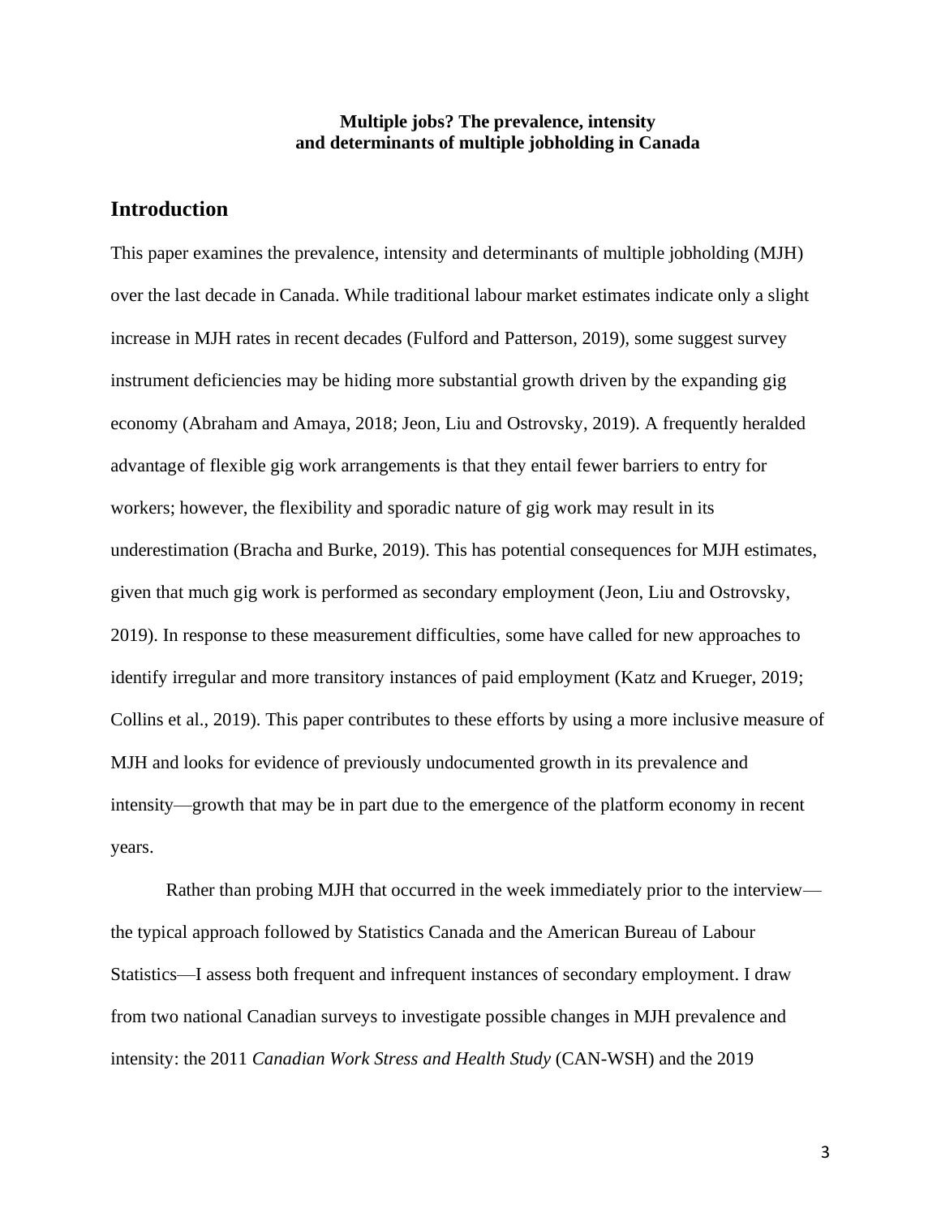**Multiple jobs? The prevalence, intensity and determinants of multiple jobholding in Canada**

## Introduction

This paper examines the prevalence, intensity and determinants of multiple jobholding (MJH) over the last decade in Canada. While traditional labour market estimates indicate only a slight increase in MJH rates in recent decades (Fulford and Patterson, 2019), some suggest survey instrument deficiencies may be hiding more substantial growth driven by the expanding gig economy (Abraham and Amaya, 2018; Jeon, Liu and Ostrovsky, 2019). A frequently heralded advantage of flexible gig work arrangements is that they entail fewer barriers to entry for workers; however, the flexibility and sporadic nature of gig work may result in its underestimation (Bracha and Burke, 2019). This has potential consequences for MJH estimates, given that much gig work is performed as secondary employment (Jeon, Liu and Ostrovsky, 2019). In response to these measurement difficulties, some have called for new approaches to identify irregular and more transitory instances of paid employment (Katz and Krueger, 2019; Collins et al., 2019). This paper contributes to these efforts by using a more inclusive measure of MJH and looks for evidence of previously undocumented growth in its prevalence and intensity—growth that may be in part due to the emergence of the platform economy in recent years.

Rather than probing MJH that occurred in the week immediately prior to the interview—the typical approach followed by Statistics Canada and the American Bureau of Labour Statistics—I assess both frequent and infrequent instances of secondary employment. I draw from two national Canadian surveys to investigate possible changes in MJH prevalence and intensity: the 2011 *Canadian Work Stress and Health Study* (CAN-WSH) and the 2019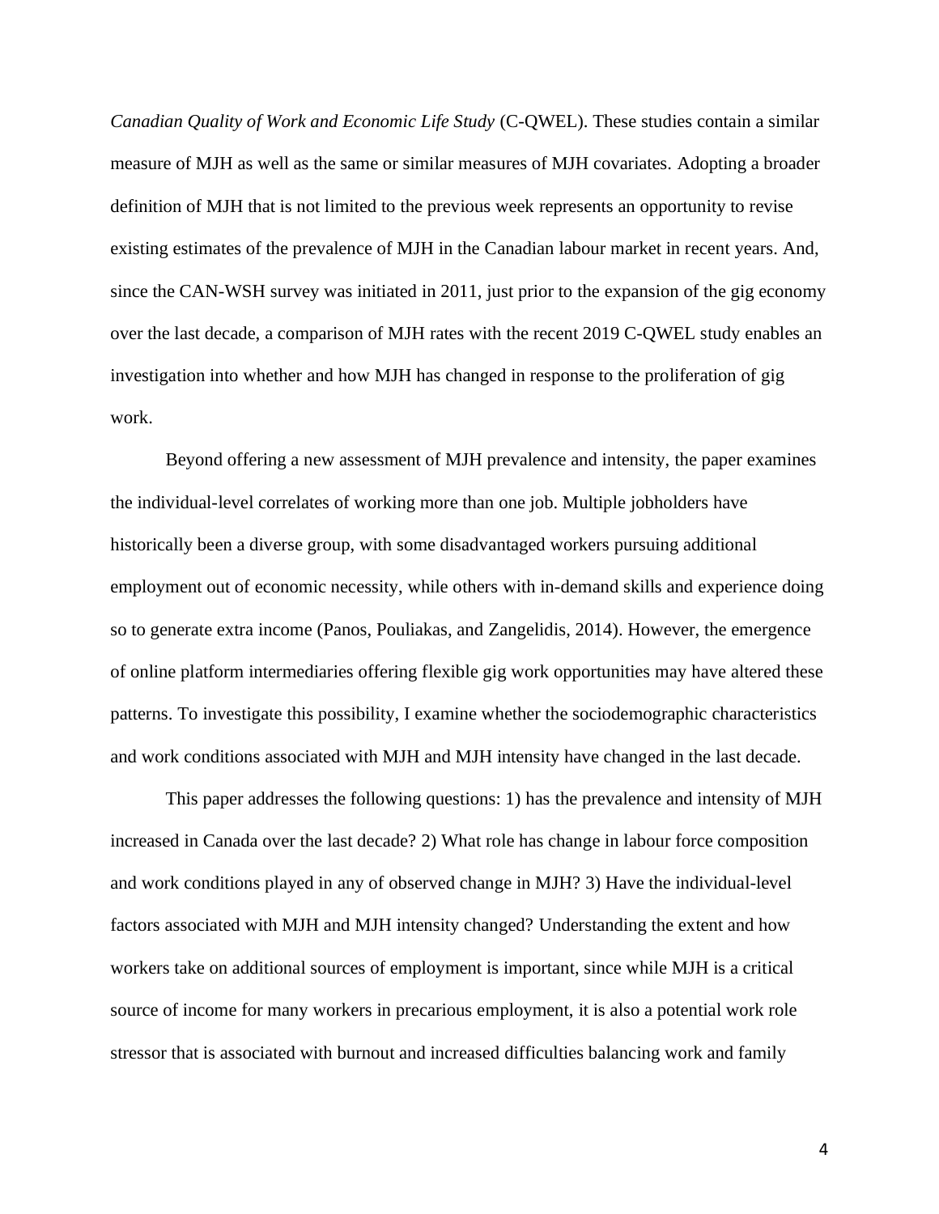*Canadian Quality of Work and Economic Life Study* (C-QWEL). These studies contain a similar measure of MJH as well as the same or similar measures of MJH covariates. Adopting a broader definition of MJH that is not limited to the previous week represents an opportunity to revise existing estimates of the prevalence of MJH in the Canadian labour market in recent years. And, since the CAN-WSH survey was initiated in 2011, just prior to the expansion of the gig economy over the last decade, a comparison of MJH rates with the recent 2019 C-QWEL study enables an investigation into whether and how MJH has changed in response to the proliferation of gig work.

Beyond offering a new assessment of MJH prevalence and intensity, the paper examines the individual-level correlates of working more than one job. Multiple jobholders have historically been a diverse group, with some disadvantaged workers pursuing additional employment out of economic necessity, while others with in-demand skills and experience doing so to generate extra income (Panos, Pouliakas, and Zangelidis, 2014). However, the emergence of online platform intermediaries offering flexible gig work opportunities may have altered these patterns. To investigate this possibility, I examine whether the sociodemographic characteristics and work conditions associated with MJH and MJH intensity have changed in the last decade.

This paper addresses the following questions: 1) has the prevalence and intensity of MJH increased in Canada over the last decade? 2) What role has change in labour force composition and work conditions played in any of observed change in MJH? 3) Have the individual-level factors associated with MJH and MJH intensity changed? Understanding the extent and how workers take on additional sources of employment is important, since while MJH is a critical source of income for many workers in precarious employment, it is also a potential work role stressor that is associated with burnout and increased difficulties balancing work and family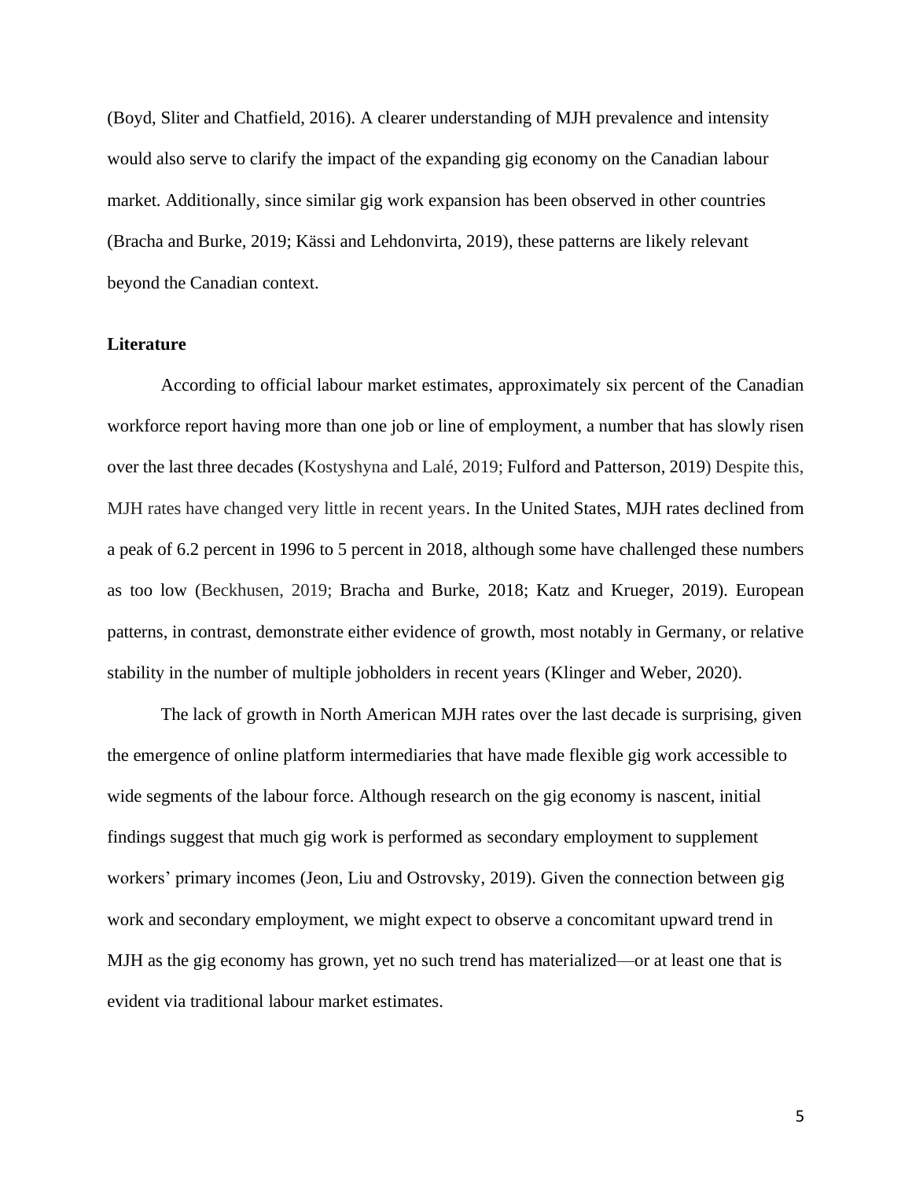(Boyd, Sliter and Chatfield, 2016). A clearer understanding of MJH prevalence and intensity would also serve to clarify the impact of the expanding gig economy on the Canadian labour market. Additionally, since similar gig work expansion has been observed in other countries (Bracha and Burke, 2019; Kässi and Lehdonvirta, 2019), these patterns are likely relevant beyond the Canadian context.

**Literature**

According to official labour market estimates, approximately six percent of the Canadian workforce report having more than one job or line of employment, a number that has slowly risen over the last three decades (Kostyshyna and Lalé, 2019; Fulford and Patterson, 2019) Despite this, MJH rates have changed very little in recent years. In the United States, MJH rates declined from a peak of 6.2 percent in 1996 to 5 percent in 2018, although some have challenged these numbers as too low (Beckhusen, 2019; Bracha and Burke, 2018; Katz and Krueger, 2019). European patterns, in contrast, demonstrate either evidence of growth, most notably in Germany, or relative stability in the number of multiple jobholders in recent years (Klinger and Weber, 2020).

The lack of growth in North American MJH rates over the last decade is surprising, given the emergence of online platform intermediaries that have made flexible gig work accessible to wide segments of the labour force. Although research on the gig economy is nascent, initial findings suggest that much gig work is performed as secondary employment to supplement workers' primary incomes (Jeon, Liu and Ostrovsky, 2019). Given the connection between gig work and secondary employment, we might expect to observe a concomitant upward trend in MJH as the gig economy has grown, yet no such trend has materialized—or at least one that is evident via traditional labour market estimates.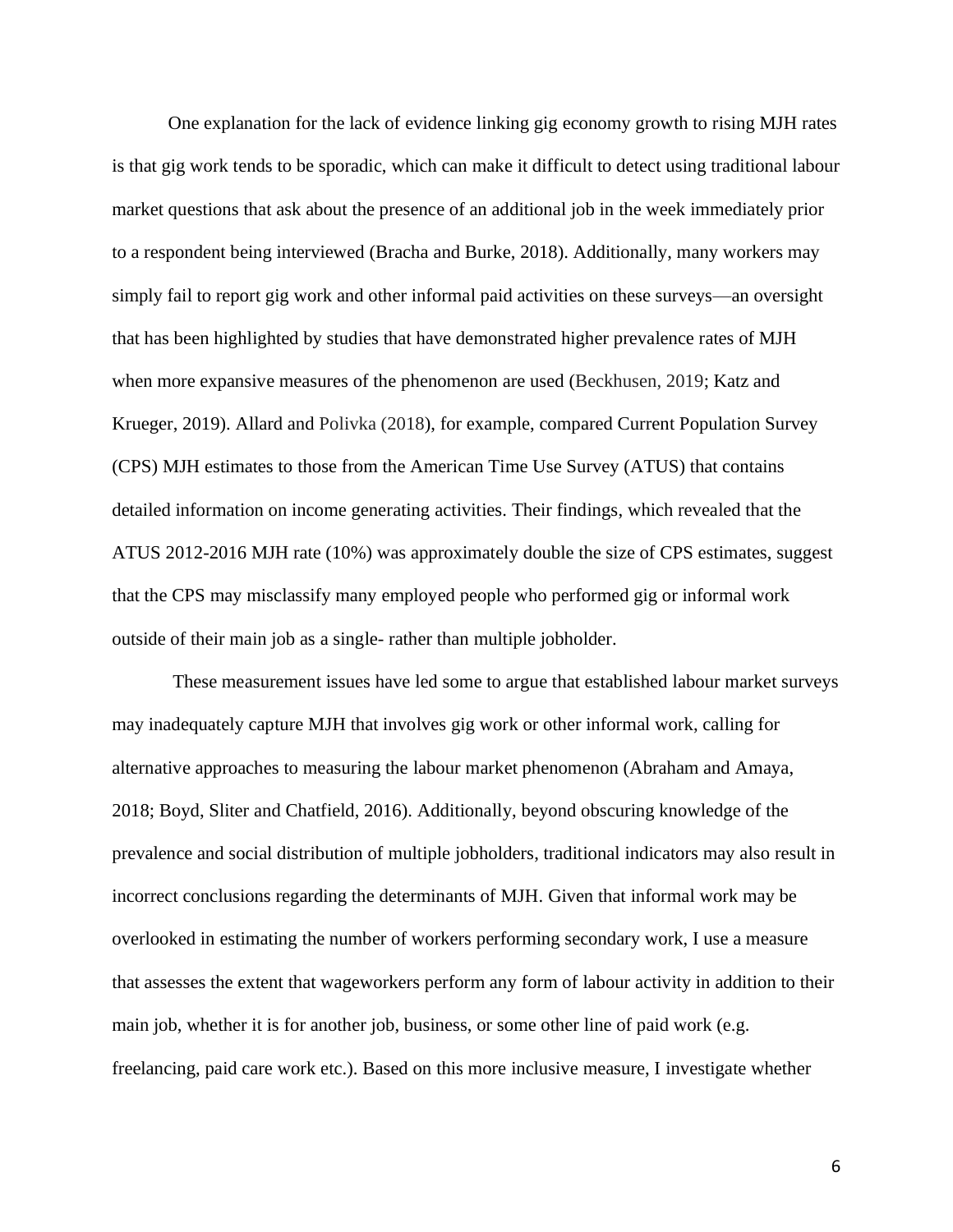One explanation for the lack of evidence linking gig economy growth to rising MJH rates is that gig work tends to be sporadic, which can make it difficult to detect using traditional labour market questions that ask about the presence of an additional job in the week immediately prior to a respondent being interviewed (Bracha and Burke, 2018). Additionally, many workers may simply fail to report gig work and other informal paid activities on these surveys—an oversight that has been highlighted by studies that have demonstrated higher prevalence rates of MJH when more expansive measures of the phenomenon are used (Beckhusen, 2019; Katz and Krueger, 2019). Allard and Polivka (2018), for example, compared Current Population Survey (CPS) MJH estimates to those from the American Time Use Survey (ATUS) that contains detailed information on income generating activities. Their findings, which revealed that the ATUS 2012-2016 MJH rate (10%) was approximately double the size of CPS estimates, suggest that the CPS may misclassify many employed people who performed gig or informal work outside of their main job as a single- rather than multiple jobholder.

These measurement issues have led some to argue that established labour market surveys may inadequately capture MJH that involves gig work or other informal work, calling for alternative approaches to measuring the labour market phenomenon (Abraham and Amaya, 2018; Boyd, Sliter and Chatfield, 2016). Additionally, beyond obscuring knowledge of the prevalence and social distribution of multiple jobholders, traditional indicators may also result in incorrect conclusions regarding the determinants of MJH. Given that informal work may be overlooked in estimating the number of workers performing secondary work, I use a measure that assesses the extent that wageworkers perform any form of labour activity in addition to their main job, whether it is for another job, business, or some other line of paid work (e.g. freelancing, paid care work etc.). Based on this more inclusive measure, I investigate whether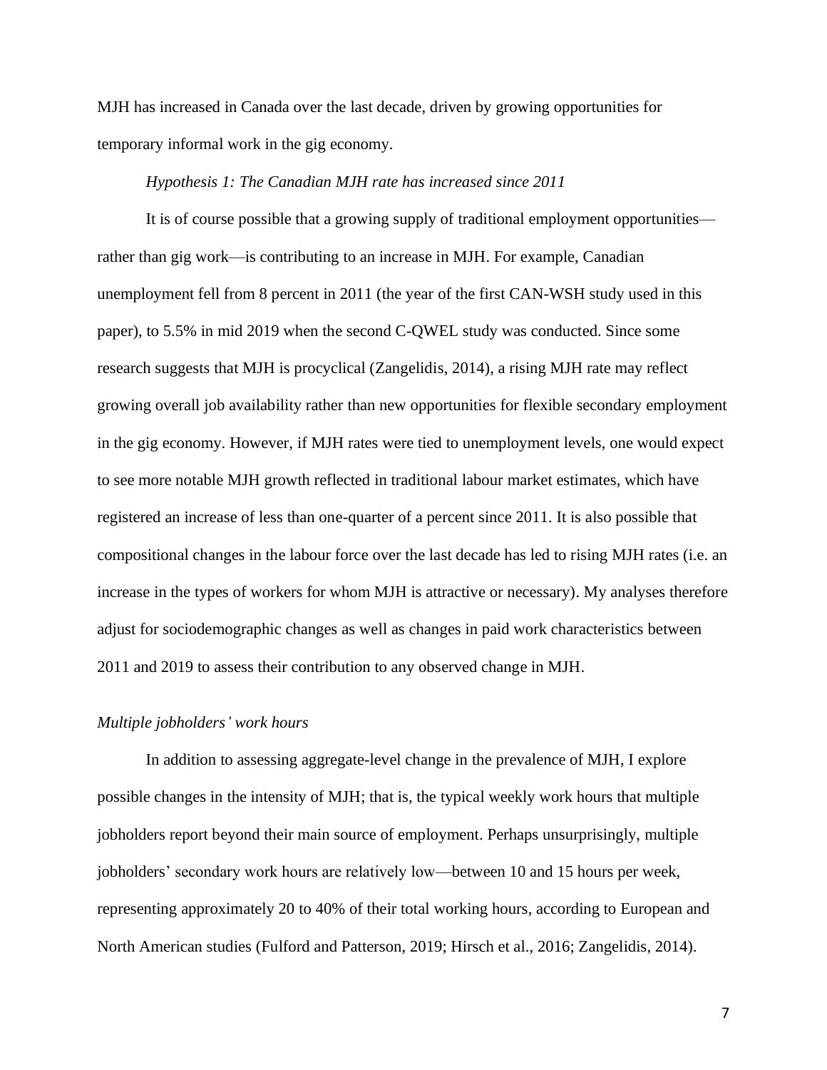MJH has increased in Canada over the last decade, driven by growing opportunities for temporary informal work in the gig economy.

*Hypothesis 1: The Canadian MJH rate has increased since 2011*

It is of course possible that a growing supply of traditional employment opportunities—rather than gig work—is contributing to an increase in MJH. For example, Canadian unemployment fell from 8 percent in 2011 (the year of the first CAN-WSH study used in this paper), to 5.5% in mid 2019 when the second C-QWEL study was conducted. Since some research suggests that MJH is procyclical (Zangelidis, 2014), a rising MJH rate may reflect growing overall job availability rather than new opportunities for flexible secondary employment in the gig economy. However, if MJH rates were tied to unemployment levels, one would expect to see more notable MJH growth reflected in traditional labour market estimates, which have registered an increase of less than one-quarter of a percent since 2011. It is also possible that compositional changes in the labour force over the last decade has led to rising MJH rates (i.e. an increase in the types of workers for whom MJH is attractive or necessary). My analyses therefore adjust for sociodemographic changes as well as changes in paid work characteristics between 2011 and 2019 to assess their contribution to any observed change in MJH.

### *Multiple jobholders' work hours*

In addition to assessing aggregate-level change in the prevalence of MJH, I explore possible changes in the intensity of MJH; that is, the typical weekly work hours that multiple jobholders report beyond their main source of employment. Perhaps unsurprisingly, multiple jobholders' secondary work hours are relatively low—between 10 and 15 hours per week, representing approximately 20 to 40% of their total working hours, according to European and North American studies (Fulford and Patterson, 2019; Hirsch et al., 2016; Zangelidis, 2014).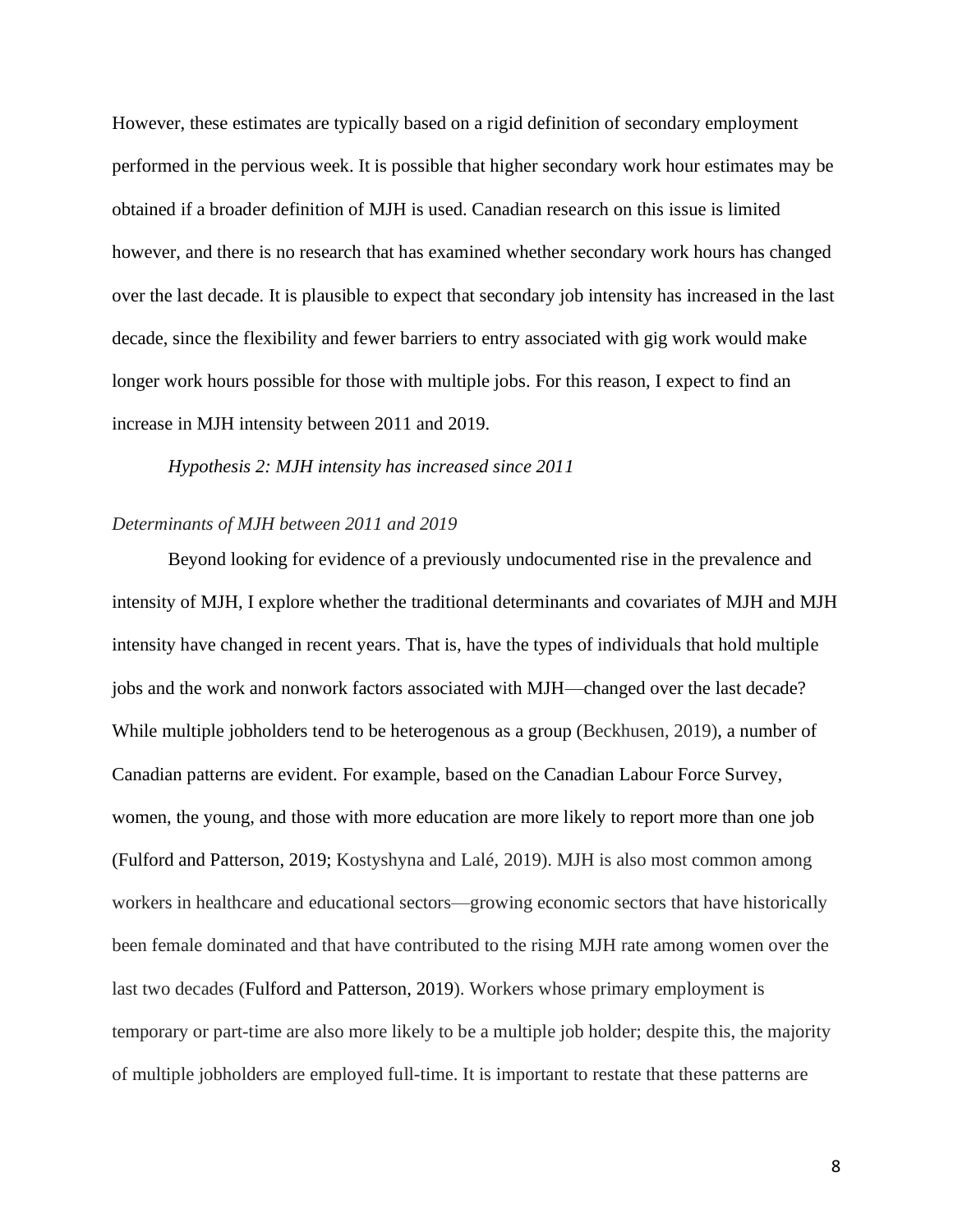However, these estimates are typically based on a rigid definition of secondary employment performed in the pervious week. It is possible that higher secondary work hour estimates may be obtained if a broader definition of MJH is used. Canadian research on this issue is limited however, and there is no research that has examined whether secondary work hours has changed over the last decade. It is plausible to expect that secondary job intensity has increased in the last decade, since the flexibility and fewer barriers to entry associated with gig work would make longer work hours possible for those with multiple jobs. For this reason, I expect to find an increase in MJH intensity between 2011 and 2019.

*Hypothesis 2: MJH intensity has increased since 2011*

### *Determinants of MJH between 2011 and 2019*

Beyond looking for evidence of a previously undocumented rise in the prevalence and intensity of MJH, I explore whether the traditional determinants and covariates of MJH and MJH intensity have changed in recent years. That is, have the types of individuals that hold multiple jobs and the work and nonwork factors associated with MJH—changed over the last decade? While multiple jobholders tend to be heterogenous as a group (Beckhusen, 2019), a number of Canadian patterns are evident. For example, based on the Canadian Labour Force Survey, women, the young, and those with more education are more likely to report more than one job (Fulford and Patterson, 2019; Kostyshyna and Lalé, 2019). MJH is also most common among workers in healthcare and educational sectors—growing economic sectors that have historically been female dominated and that have contributed to the rising MJH rate among women over the last two decades (Fulford and Patterson, 2019). Workers whose primary employment is temporary or part-time are also more likely to be a multiple job holder; despite this, the majority of multiple jobholders are employed full-time. It is important to restate that these patterns are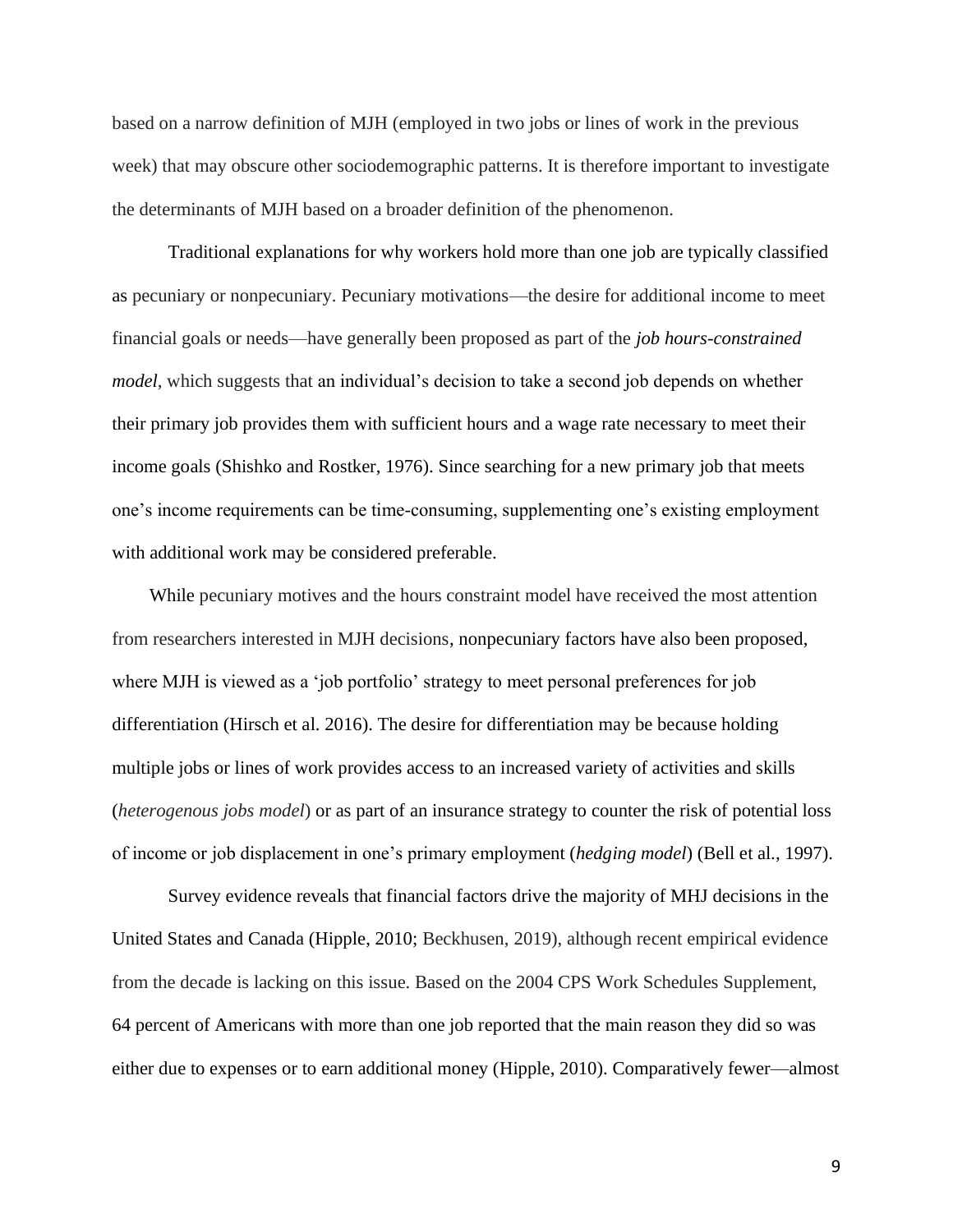based on a narrow definition of MJH (employed in two jobs or lines of work in the previous week) that may obscure other sociodemographic patterns. It is therefore important to investigate the determinants of MJH based on a broader definition of the phenomenon.

Traditional explanations for why workers hold more than one job are typically classified as pecuniary or nonpecuniary. Pecuniary motivations—the desire for additional income to meet financial goals or needs—have generally been proposed as part of the *job hours-constrained model*, which suggests that an individual's decision to take a second job depends on whether their primary job provides them with sufficient hours and a wage rate necessary to meet their income goals (Shishko and Rostker, 1976). Since searching for a new primary job that meets one's income requirements can be time-consuming, supplementing one's existing employment with additional work may be considered preferable.

While pecuniary motives and the hours constraint model have received the most attention from researchers interested in MJH decisions, nonpecuniary factors have also been proposed, where MJH is viewed as a 'job portfolio' strategy to meet personal preferences for job differentiation (Hirsch et al. 2016). The desire for differentiation may be because holding multiple jobs or lines of work provides access to an increased variety of activities and skills (*heterogenous jobs model*) or as part of an insurance strategy to counter the risk of potential loss of income or job displacement in one's primary employment (*hedging model*) (Bell et al., 1997).

Survey evidence reveals that financial factors drive the majority of MHJ decisions in the United States and Canada (Hipple, 2010; Beckhusen, 2019), although recent empirical evidence from the decade is lacking on this issue. Based on the 2004 CPS Work Schedules Supplement, 64 percent of Americans with more than one job reported that the main reason they did so was either due to expenses or to earn additional money (Hipple, 2010). Comparatively fewer—almost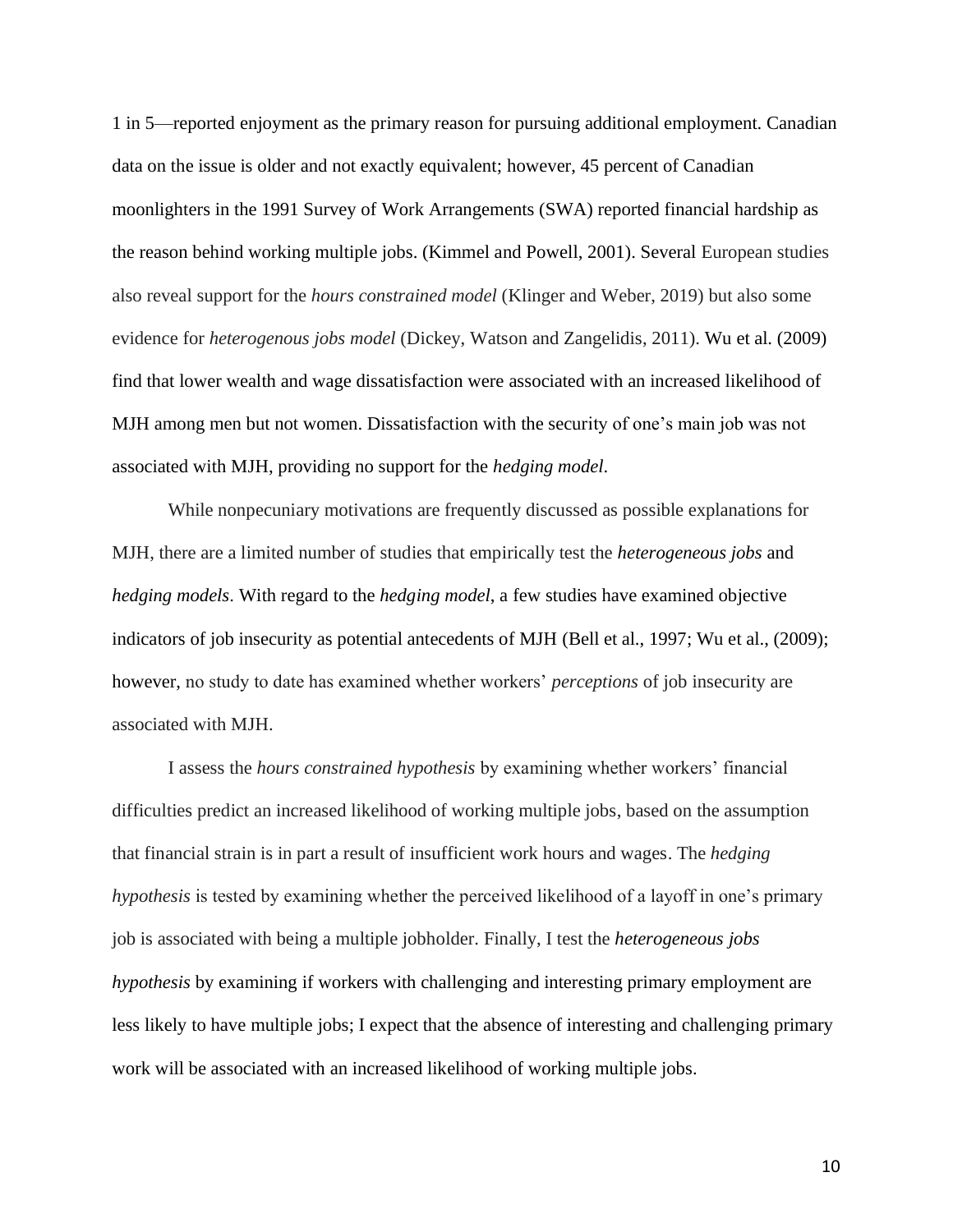1 in 5—reported enjoyment as the primary reason for pursuing additional employment. Canadian data on the issue is older and not exactly equivalent; however, 45 percent of Canadian moonlighters in the 1991 Survey of Work Arrangements (SWA) reported financial hardship as the reason behind working multiple jobs. (Kimmel and Powell, 2001). Several European studies also reveal support for the *hours constrained model* (Klinger and Weber, 2019) but also some evidence for *heterogenous jobs model* (Dickey, Watson and Zangelidis, 2011). Wu et al. (2009) find that lower wealth and wage dissatisfaction were associated with an increased likelihood of MJH among men but not women. Dissatisfaction with the security of one's main job was not associated with MJH, providing no support for the *hedging model*.

While nonpecuniary motivations are frequently discussed as possible explanations for MJH, there are a limited number of studies that empirically test the *heterogeneous jobs* and *hedging models*. With regard to the *hedging model*, a few studies have examined objective indicators of job insecurity as potential antecedents of MJH (Bell et al., 1997; Wu et al., (2009); however, no study to date has examined whether workers' *perceptions* of job insecurity are associated with MJH.

I assess the *hours constrained hypothesis* by examining whether workers' financial difficulties predict an increased likelihood of working multiple jobs, based on the assumption that financial strain is in part a result of insufficient work hours and wages. The *hedging hypothesis* is tested by examining whether the perceived likelihood of a layoff in one's primary job is associated with being a multiple jobholder. Finally, I test the *heterogeneous jobs hypothesis* by examining if workers with challenging and interesting primary employment are less likely to have multiple jobs; I expect that the absence of interesting and challenging primary work will be associated with an increased likelihood of working multiple jobs.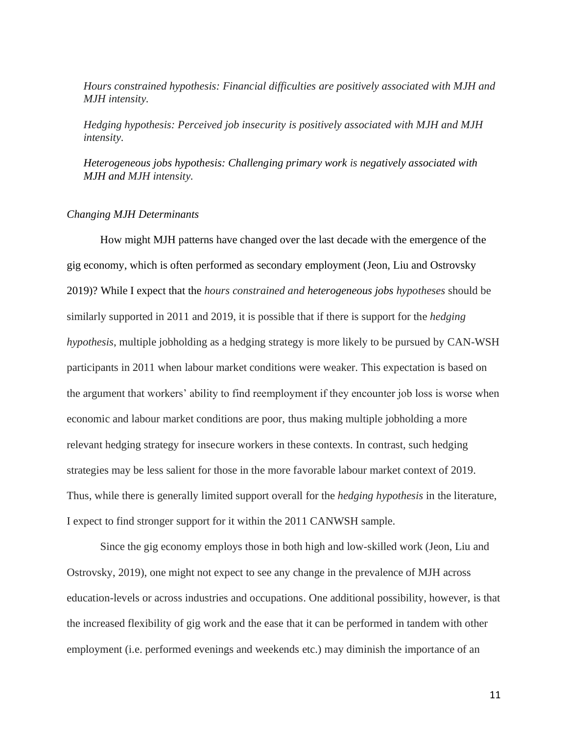*Hours constrained hypothesis: Financial difficulties are positively associated with MJH and MJH intensity.*

*Hedging hypothesis: Perceived job insecurity is positively associated with MJH and MJH intensity.*

*Heterogeneous jobs hypothesis: Challenging primary work is negatively associated with MJH and MJH intensity.*

*Changing MJH Determinants*

How might MJH patterns have changed over the last decade with the emergence of the gig economy, which is often performed as secondary employment (Jeon, Liu and Ostrovsky 2019)? While I expect that the *hours constrained and heterogeneous jobs hypotheses* should be similarly supported in 2011 and 2019, it is possible that if there is support for the *hedging hypothesis*, multiple jobholding as a hedging strategy is more likely to be pursued by CAN-WSH participants in 2011 when labour market conditions were weaker. This expectation is based on the argument that workers' ability to find reemployment if they encounter job loss is worse when economic and labour market conditions are poor, thus making multiple jobholding a more relevant hedging strategy for insecure workers in these contexts. In contrast, such hedging strategies may be less salient for those in the more favorable labour market context of 2019. Thus, while there is generally limited support overall for the *hedging hypothesis* in the literature, I expect to find stronger support for it within the 2011 CANWSH sample.

Since the gig economy employs those in both high and low-skilled work (Jeon, Liu and Ostrovsky, 2019), one might not expect to see any change in the prevalence of MJH across education-levels or across industries and occupations. One additional possibility, however, is that the increased flexibility of gig work and the ease that it can be performed in tandem with other employment (i.e. performed evenings and weekends etc.) may diminish the importance of an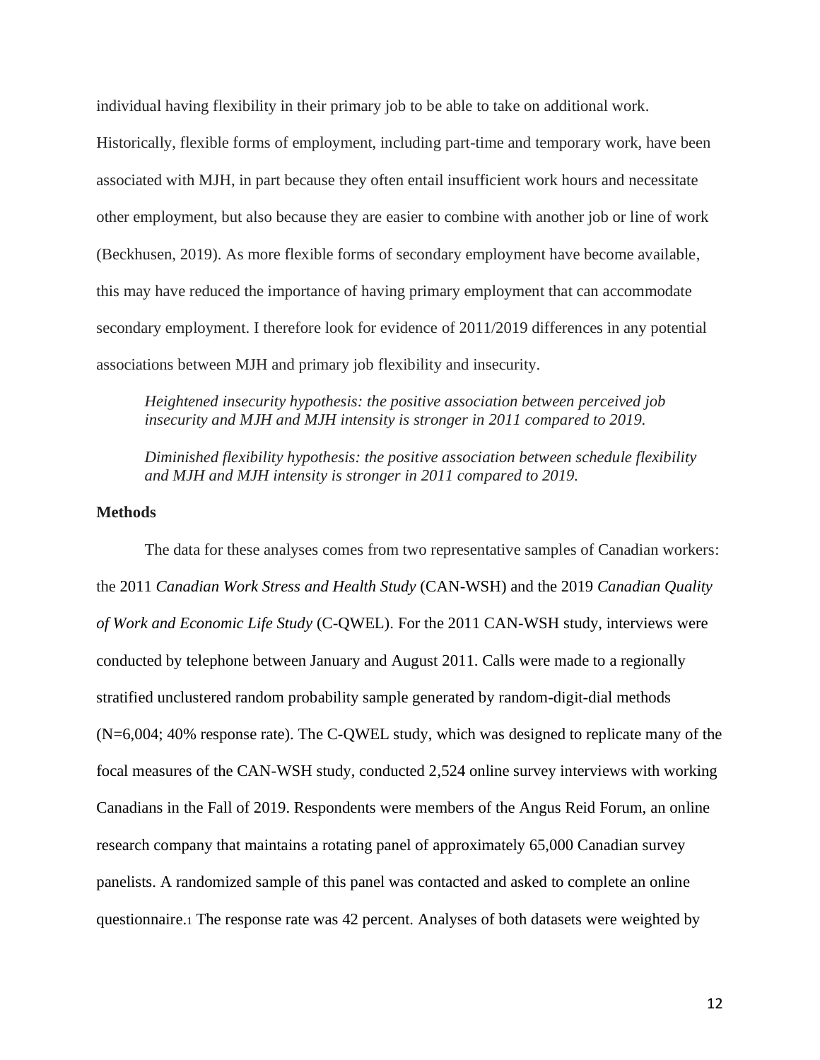individual having flexibility in their primary job to be able to take on additional work. Historically, flexible forms of employment, including part-time and temporary work, have been associated with MJH, in part because they often entail insufficient work hours and necessitate other employment, but also because they are easier to combine with another job or line of work (Beckhusen, 2019). As more flexible forms of secondary employment have become available, this may have reduced the importance of having primary employment that can accommodate secondary employment. I therefore look for evidence of 2011/2019 differences in any potential associations between MJH and primary job flexibility and insecurity.

> *Heightened insecurity hypothesis: the positive association between perceived job insecurity and MJH and MJH intensity is stronger in 2011 compared to 2019.*
>
> *Diminished flexibility hypothesis: the positive association between schedule flexibility and MJH and MJH intensity is stronger in 2011 compared to 2019.*

**Methods**

The data for these analyses comes from two representative samples of Canadian workers: the 2011 *Canadian Work Stress and Health Study* (CAN-WSH) and the 2019 *Canadian Quality of Work and Economic Life Study* (C-QWEL). For the 2011 CAN-WSH study, interviews were conducted by telephone between January and August 2011. Calls were made to a regionally stratified unclustered random probability sample generated by random-digit-dial methods (N=6,004; 40% response rate). The C-QWEL study, which was designed to replicate many of the focal measures of the CAN-WSH study, conducted 2,524 online survey interviews with working Canadians in the Fall of 2019. Respondents were members of the Angus Reid Forum, an online research company that maintains a rotating panel of approximately 65,000 Canadian survey panelists. A randomized sample of this panel was contacted and asked to complete an online questionnaire.[1] The response rate was 42 percent. Analyses of both datasets were weighted by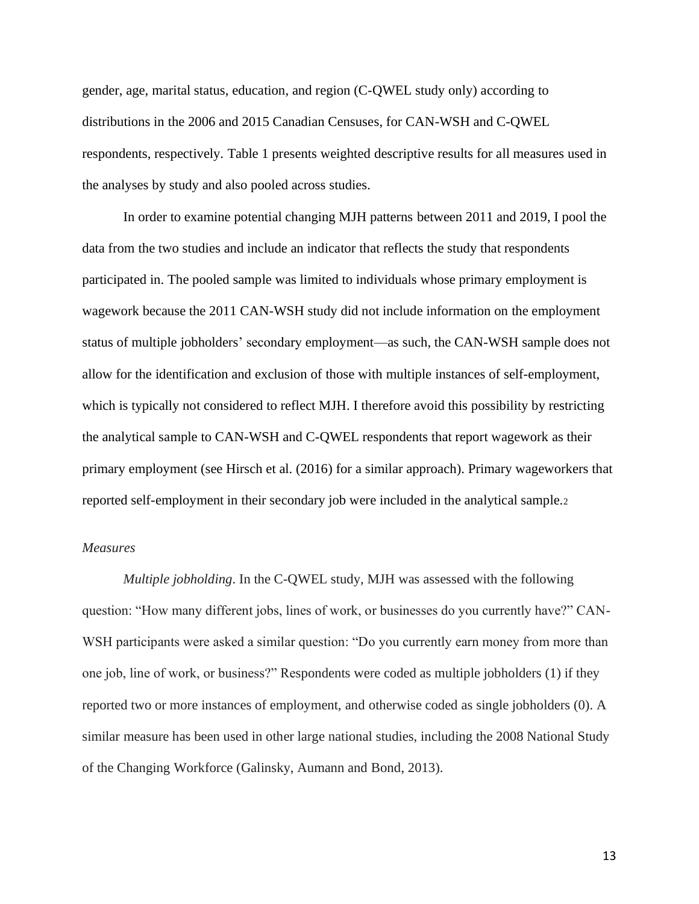gender, age, marital status, education, and region (C-QWEL study only) according to distributions in the 2006 and 2015 Canadian Censuses, for CAN-WSH and C-QWEL respondents, respectively. Table 1 presents weighted descriptive results for all measures used in the analyses by study and also pooled across studies.

In order to examine potential changing MJH patterns between 2011 and 2019, I pool the data from the two studies and include an indicator that reflects the study that respondents participated in. The pooled sample was limited to individuals whose primary employment is wagework because the 2011 CAN-WSH study did not include information on the employment status of multiple jobholders' secondary employment—as such, the CAN-WSH sample does not allow for the identification and exclusion of those with multiple instances of self-employment, which is typically not considered to reflect MJH. I therefore avoid this possibility by restricting the analytical sample to CAN-WSH and C-QWEL respondents that report wagework as their primary employment (see Hirsch et al. (2016) for a similar approach). Primary wageworkers that reported self-employment in their secondary job were included in the analytical sample.[2]

*Measures*

*Multiple jobholding*. In the C-QWEL study, MJH was assessed with the following question: "How many different jobs, lines of work, or businesses do you currently have?" CAN-WSH participants were asked a similar question: "Do you currently earn money from more than one job, line of work, or business?" Respondents were coded as multiple jobholders (1) if they reported two or more instances of employment, and otherwise coded as single jobholders (0). A similar measure has been used in other large national studies, including the 2008 National Study of the Changing Workforce (Galinsky, Aumann and Bond, 2013).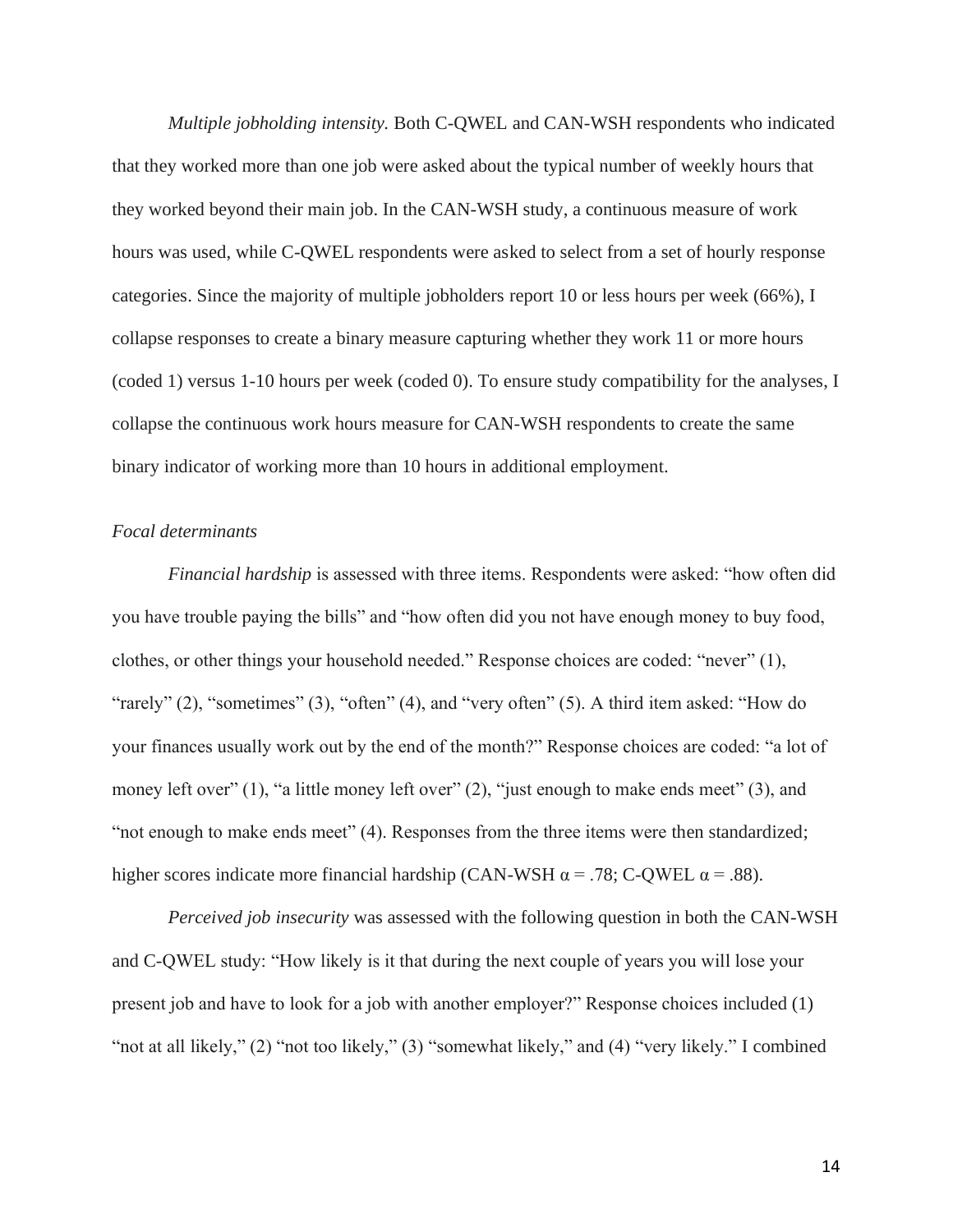*Multiple jobholding intensity.* Both C-QWEL and CAN-WSH respondents who indicated that they worked more than one job were asked about the typical number of weekly hours that they worked beyond their main job. In the CAN-WSH study, a continuous measure of work hours was used, while C-QWEL respondents were asked to select from a set of hourly response categories. Since the majority of multiple jobholders report 10 or less hours per week (66%), I collapse responses to create a binary measure capturing whether they work 11 or more hours (coded 1) versus 1-10 hours per week (coded 0). To ensure study compatibility for the analyses, I collapse the continuous work hours measure for CAN-WSH respondents to create the same binary indicator of working more than 10 hours in additional employment.

*Focal determinants*

*Financial hardship* is assessed with three items. Respondents were asked: "how often did you have trouble paying the bills" and "how often did you not have enough money to buy food, clothes, or other things your household needed." Response choices are coded: "never" (1), "rarely" (2), "sometimes" (3), "often" (4), and "very often" (5). A third item asked: "How do your finances usually work out by the end of the month?" Response choices are coded: "a lot of money left over" (1), "a little money left over" (2), "just enough to make ends meet" (3), and "not enough to make ends meet" (4). Responses from the three items were then standardized; higher scores indicate more financial hardship (CAN-WSH $\alpha = .78$; C-QWEL $\alpha = .88$).

*Perceived job insecurity* was assessed with the following question in both the CAN-WSH and C-QWEL study: "How likely is it that during the next couple of years you will lose your present job and have to look for a job with another employer?" Response choices included (1) "not at all likely," (2) "not too likely," (3) "somewhat likely," and (4) "very likely." I combined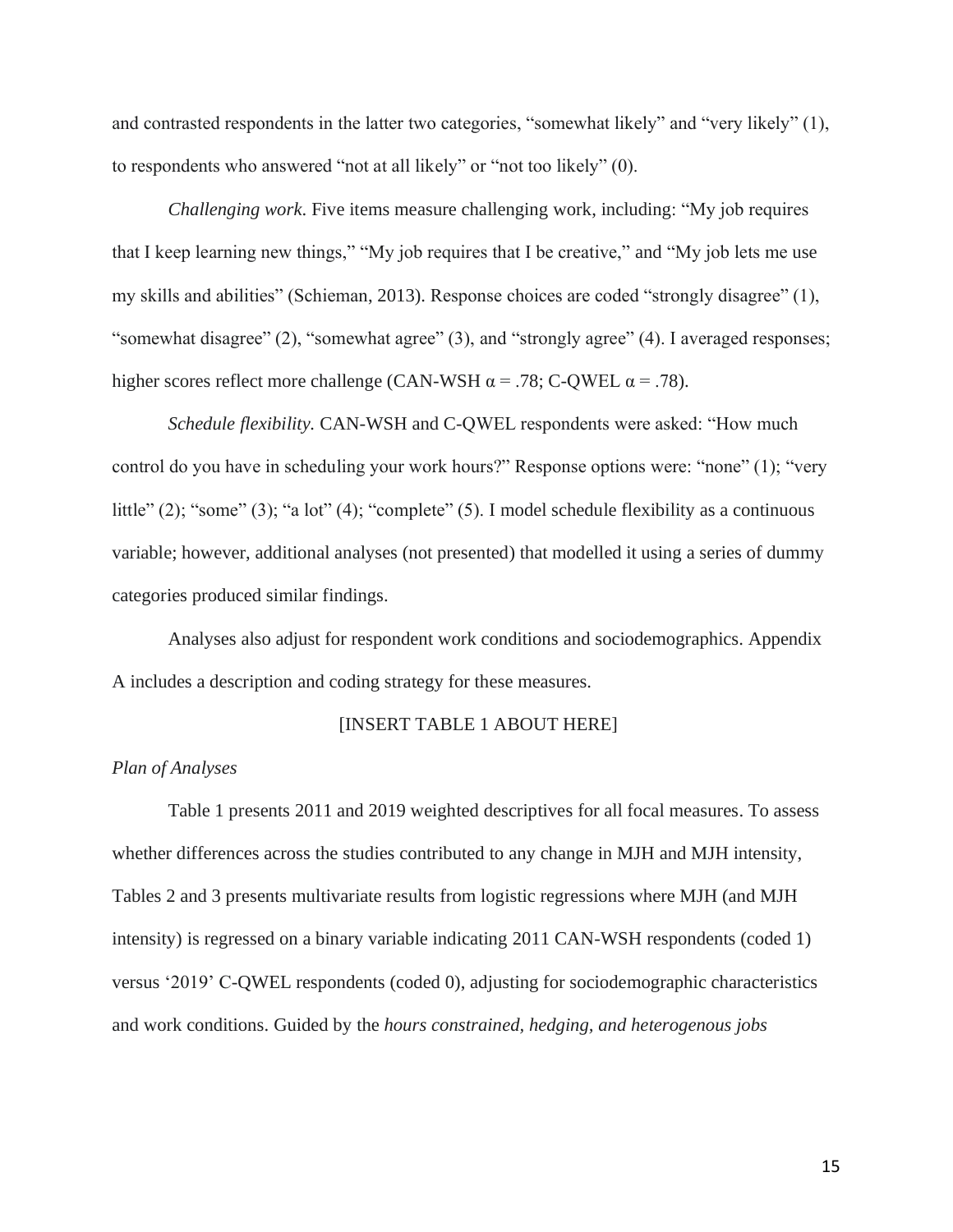and contrasted respondents in the latter two categories, "somewhat likely" and "very likely" (1), to respondents who answered "not at all likely" or "not too likely" (0).

*Challenging work.* Five items measure challenging work, including: "My job requires that I keep learning new things," "My job requires that I be creative," and "My job lets me use my skills and abilities" (Schieman, 2013). Response choices are coded "strongly disagree" (1), "somewhat disagree" (2), "somewhat agree" (3), and "strongly agree" (4). I averaged responses; higher scores reflect more challenge (CAN-WSH $\alpha = .78$; C-QWEL $\alpha = .78$).

*Schedule flexibility.* CAN-WSH and C-QWEL respondents were asked: "How much control do you have in scheduling your work hours?" Response options were: "none" (1); "very little" (2); "some" (3); "a lot" (4); "complete" (5). I model schedule flexibility as a continuous variable; however, additional analyses (not presented) that modelled it using a series of dummy categories produced similar findings.

Analyses also adjust for respondent work conditions and sociodemographics. Appendix A includes a description and coding strategy for these measures.

[INSERT TABLE 1 ABOUT HERE]

*Plan of Analyses*

Table 1 presents 2011 and 2019 weighted descriptives for all focal measures. To assess whether differences across the studies contributed to any change in MJH and MJH intensity, Tables 2 and 3 presents multivariate results from logistic regressions where MJH (and MJH intensity) is regressed on a binary variable indicating 2011 CAN-WSH respondents (coded 1) versus '2019' C-QWEL respondents (coded 0), adjusting for sociodemographic characteristics and work conditions. Guided by the *hours constrained, hedging, and heterogenous jobs*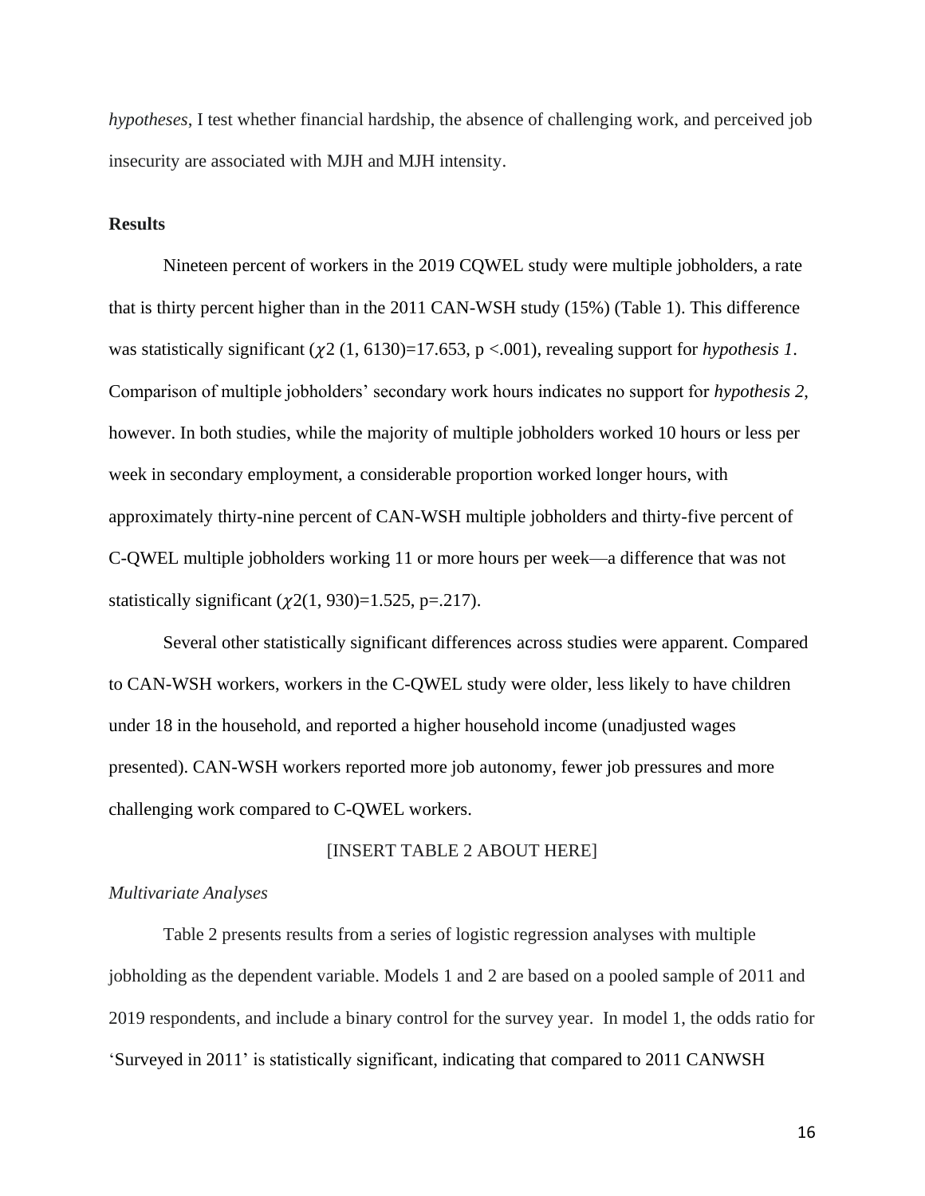*hypotheses*, I test whether financial hardship, the absence of challenging work, and perceived job insecurity are associated with MJH and MJH intensity.

**Results**

Nineteen percent of workers in the 2019 CQWEL study were multiple jobholders, a rate that is thirty percent higher than in the 2011 CAN-WSH study (15%) (Table 1). This difference was statistically significant ($\chi 2$ (1, 6130)=17.653, p <.001), revealing support for *hypothesis 1*. Comparison of multiple jobholders' secondary work hours indicates no support for *hypothesis 2*, however. In both studies, while the majority of multiple jobholders worked 10 hours or less per week in secondary employment, a considerable proportion worked longer hours, with approximately thirty-nine percent of CAN-WSH multiple jobholders and thirty-five percent of C-QWEL multiple jobholders working 11 or more hours per week—a difference that was not statistically significant ($\chi 2$(1, 930)=1.525, p=.217).

Several other statistically significant differences across studies were apparent. Compared to CAN-WSH workers, workers in the C-QWEL study were older, less likely to have children under 18 in the household, and reported a higher household income (unadjusted wages presented). CAN-WSH workers reported more job autonomy, fewer job pressures and more challenging work compared to C-QWEL workers.

[INSERT TABLE 2 ABOUT HERE]

*Multivariate Analyses*

Table 2 presents results from a series of logistic regression analyses with multiple jobholding as the dependent variable. Models 1 and 2 are based on a pooled sample of 2011 and 2019 respondents, and include a binary control for the survey year. In model 1, the odds ratio for 'Surveyed in 2011' is statistically significant, indicating that compared to 2011 CANWSH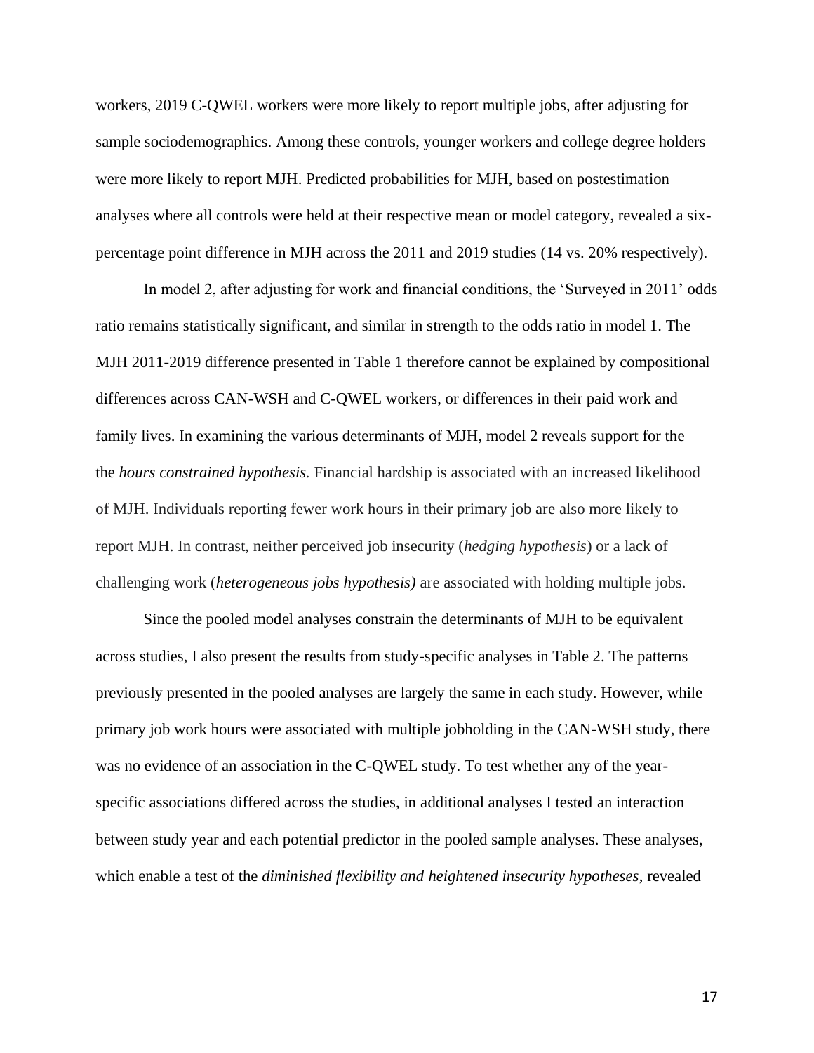workers, 2019 C-QWEL workers were more likely to report multiple jobs, after adjusting for sample sociodemographics. Among these controls, younger workers and college degree holders were more likely to report MJH. Predicted probabilities for MJH, based on postestimation analyses where all controls were held at their respective mean or model category, revealed a six-percentage point difference in MJH across the 2011 and 2019 studies (14 vs. 20% respectively).

In model 2, after adjusting for work and financial conditions, the 'Surveyed in 2011' odds ratio remains statistically significant, and similar in strength to the odds ratio in model 1. The MJH 2011-2019 difference presented in Table 1 therefore cannot be explained by compositional differences across CAN-WSH and C-QWEL workers, or differences in their paid work and family lives. In examining the various determinants of MJH, model 2 reveals support for the the *hours constrained hypothesis.* Financial hardship is associated with an increased likelihood of MJH. Individuals reporting fewer work hours in their primary job are also more likely to report MJH. In contrast, neither perceived job insecurity (*hedging hypothesis*) or a lack of challenging work (*heterogeneous jobs hypothesis)* are associated with holding multiple jobs.

Since the pooled model analyses constrain the determinants of MJH to be equivalent across studies, I also present the results from study-specific analyses in Table 2. The patterns previously presented in the pooled analyses are largely the same in each study. However, while primary job work hours were associated with multiple jobholding in the CAN-WSH study, there was no evidence of an association in the C-QWEL study. To test whether any of the year-specific associations differed across the studies, in additional analyses I tested an interaction between study year and each potential predictor in the pooled sample analyses. These analyses, which enable a test of the *diminished flexibility and heightened insecurity hypotheses*, revealed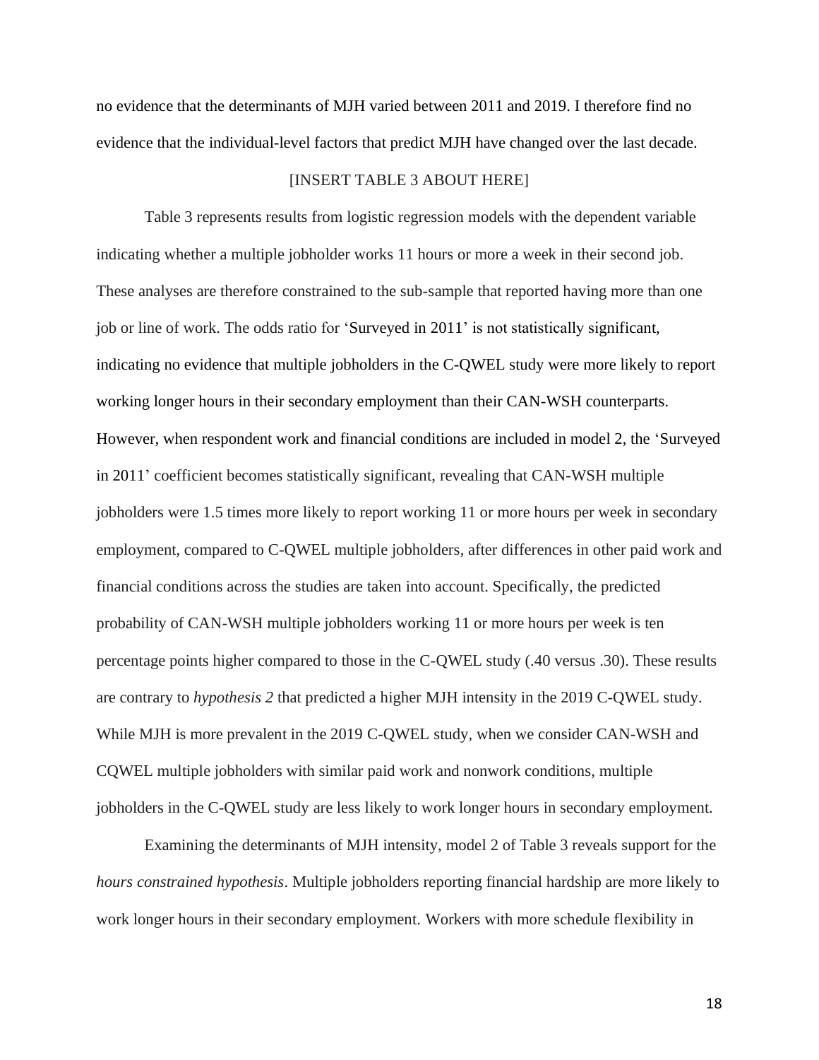no evidence that the determinants of MJH varied between 2011 and 2019. I therefore find no evidence that the individual-level factors that predict MJH have changed over the last decade.

[INSERT TABLE 3 ABOUT HERE]

Table 3 represents results from logistic regression models with the dependent variable indicating whether a multiple jobholder works 11 hours or more a week in their second job. These analyses are therefore constrained to the sub-sample that reported having more than one job or line of work. The odds ratio for 'Surveyed in 2011' is not statistically significant, indicating no evidence that multiple jobholders in the C-QWEL study were more likely to report working longer hours in their secondary employment than their CAN-WSH counterparts. However, when respondent work and financial conditions are included in model 2, the 'Surveyed in 2011' coefficient becomes statistically significant, revealing that CAN-WSH multiple jobholders were 1.5 times more likely to report working 11 or more hours per week in secondary employment, compared to C-QWEL multiple jobholders, after differences in other paid work and financial conditions across the studies are taken into account. Specifically, the predicted probability of CAN-WSH multiple jobholders working 11 or more hours per week is ten percentage points higher compared to those in the C-QWEL study (.40 versus .30). These results are contrary to *hypothesis 2* that predicted a higher MJH intensity in the 2019 C-QWEL study. While MJH is more prevalent in the 2019 C-QWEL study, when we consider CAN-WSH and CQWEL multiple jobholders with similar paid work and nonwork conditions, multiple jobholders in the C-QWEL study are less likely to work longer hours in secondary employment.

Examining the determinants of MJH intensity, model 2 of Table 3 reveals support for the *hours constrained hypothesis*. Multiple jobholders reporting financial hardship are more likely to work longer hours in their secondary employment. Workers with more schedule flexibility in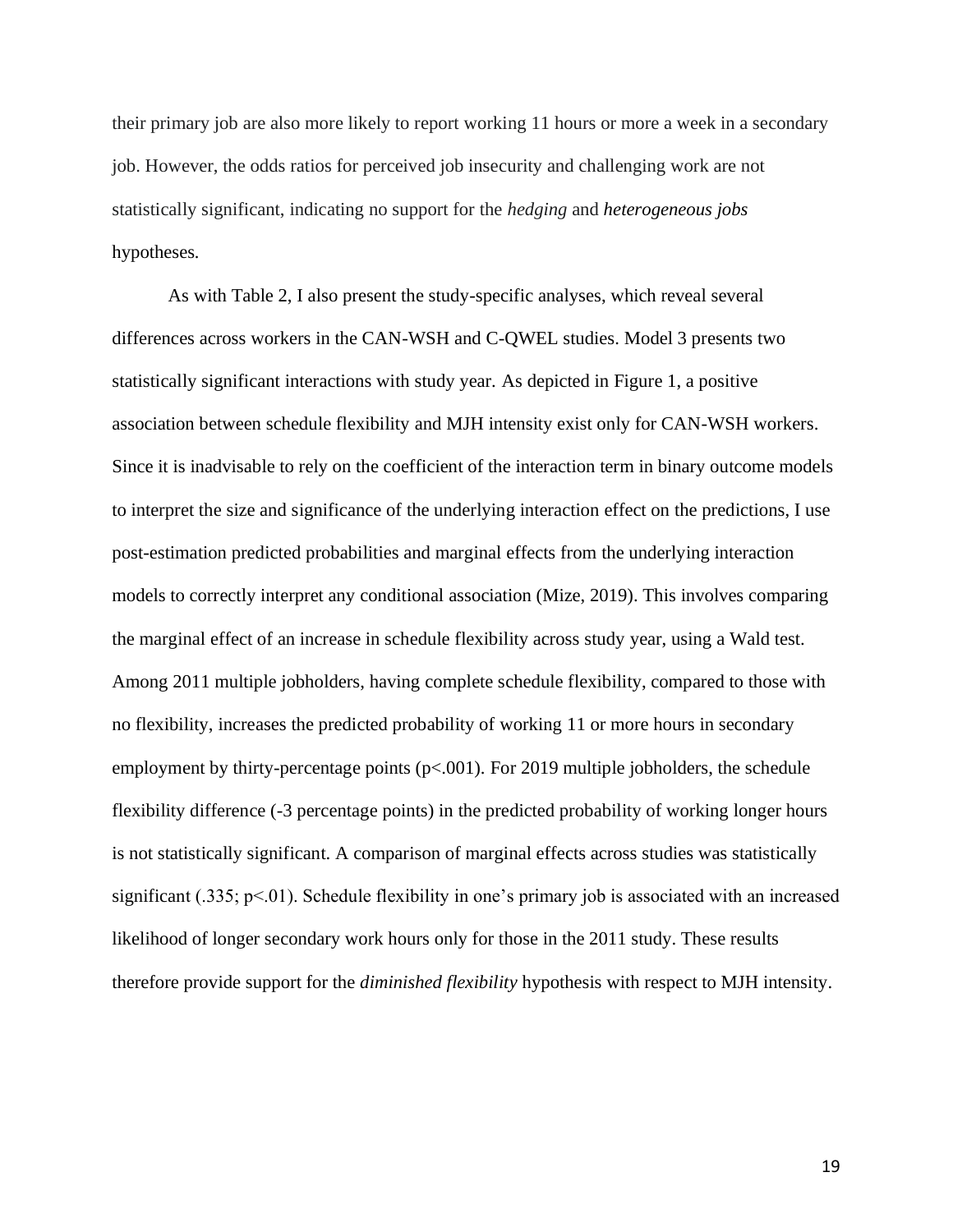their primary job are also more likely to report working 11 hours or more a week in a secondary job. However, the odds ratios for perceived job insecurity and challenging work are not statistically significant, indicating no support for the *hedging* and *heterogeneous jobs* hypotheses.

As with Table 2, I also present the study-specific analyses, which reveal several differences across workers in the CAN-WSH and C-QWEL studies. Model 3 presents two statistically significant interactions with study year. As depicted in Figure 1, a positive association between schedule flexibility and MJH intensity exist only for CAN-WSH workers. Since it is inadvisable to rely on the coefficient of the interaction term in binary outcome models to interpret the size and significance of the underlying interaction effect on the predictions, I use post-estimation predicted probabilities and marginal effects from the underlying interaction models to correctly interpret any conditional association (Mize, 2019). This involves comparing the marginal effect of an increase in schedule flexibility across study year, using a Wald test. Among 2011 multiple jobholders, having complete schedule flexibility, compared to those with no flexibility, increases the predicted probability of working 11 or more hours in secondary employment by thirty-percentage points ($p<.001$). For 2019 multiple jobholders, the schedule flexibility difference (-3 percentage points) in the predicted probability of working longer hours is not statistically significant. A comparison of marginal effects across studies was statistically significant (.335; $p<.01$). Schedule flexibility in one's primary job is associated with an increased likelihood of longer secondary work hours only for those in the 2011 study. These results therefore provide support for the *diminished flexibility* hypothesis with respect to MJH intensity.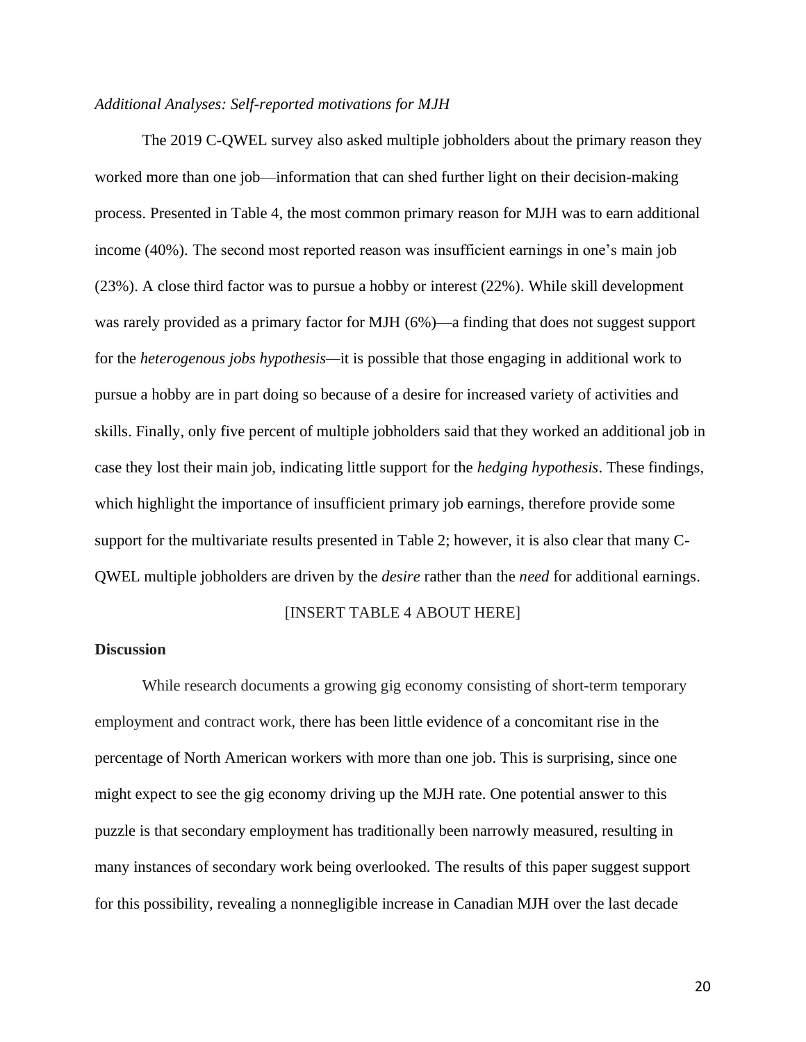*Additional Analyses: Self-reported motivations for MJH*

The 2019 C-QWEL survey also asked multiple jobholders about the primary reason they worked more than one job—information that can shed further light on their decision-making process. Presented in Table 4, the most common primary reason for MJH was to earn additional income (40%). The second most reported reason was insufficient earnings in one's main job (23%). A close third factor was to pursue a hobby or interest (22%). While skill development was rarely provided as a primary factor for MJH (6%)—a finding that does not suggest support for the *heterogenous jobs hypothesis*—it is possible that those engaging in additional work to pursue a hobby are in part doing so because of a desire for increased variety of activities and skills. Finally, only five percent of multiple jobholders said that they worked an additional job in case they lost their main job, indicating little support for the *hedging hypothesis*. These findings, which highlight the importance of insufficient primary job earnings, therefore provide some support for the multivariate results presented in Table 2; however, it is also clear that many C-QWEL multiple jobholders are driven by the *desire* rather than the *need* for additional earnings.

[INSERT TABLE 4 ABOUT HERE]

## Discussion

While research documents a growing gig economy consisting of short-term temporary employment and contract work, there has been little evidence of a concomitant rise in the percentage of North American workers with more than one job. This is surprising, since one might expect to see the gig economy driving up the MJH rate. One potential answer to this puzzle is that secondary employment has traditionally been narrowly measured, resulting in many instances of secondary work being overlooked. The results of this paper suggest support for this possibility, revealing a nonnegligible increase in Canadian MJH over the last decade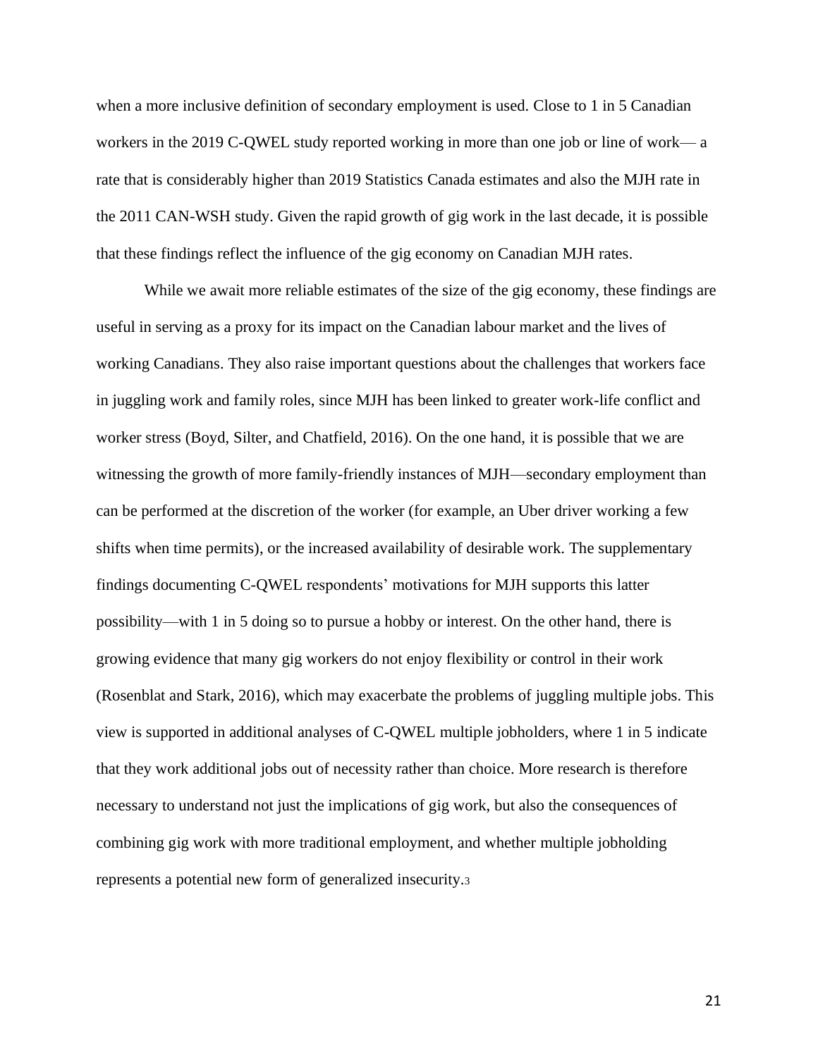when a more inclusive definition of secondary employment is used. Close to 1 in 5 Canadian workers in the 2019 C-QWEL study reported working in more than one job or line of work— a rate that is considerably higher than 2019 Statistics Canada estimates and also the MJH rate in the 2011 CAN-WSH study. Given the rapid growth of gig work in the last decade, it is possible that these findings reflect the influence of the gig economy on Canadian MJH rates.

While we await more reliable estimates of the size of the gig economy, these findings are useful in serving as a proxy for its impact on the Canadian labour market and the lives of working Canadians. They also raise important questions about the challenges that workers face in juggling work and family roles, since MJH has been linked to greater work-life conflict and worker stress (Boyd, Silter, and Chatfield, 2016). On the one hand, it is possible that we are witnessing the growth of more family-friendly instances of MJH—secondary employment than can be performed at the discretion of the worker (for example, an Uber driver working a few shifts when time permits), or the increased availability of desirable work. The supplementary findings documenting C-QWEL respondents' motivations for MJH supports this latter possibility—with 1 in 5 doing so to pursue a hobby or interest. On the other hand, there is growing evidence that many gig workers do not enjoy flexibility or control in their work (Rosenblat and Stark, 2016), which may exacerbate the problems of juggling multiple jobs. This view is supported in additional analyses of C-QWEL multiple jobholders, where 1 in 5 indicate that they work additional jobs out of necessity rather than choice. More research is therefore necessary to understand not just the implications of gig work, but also the consequences of combining gig work with more traditional employment, and whether multiple jobholding represents a potential new form of generalized insecurity.[3]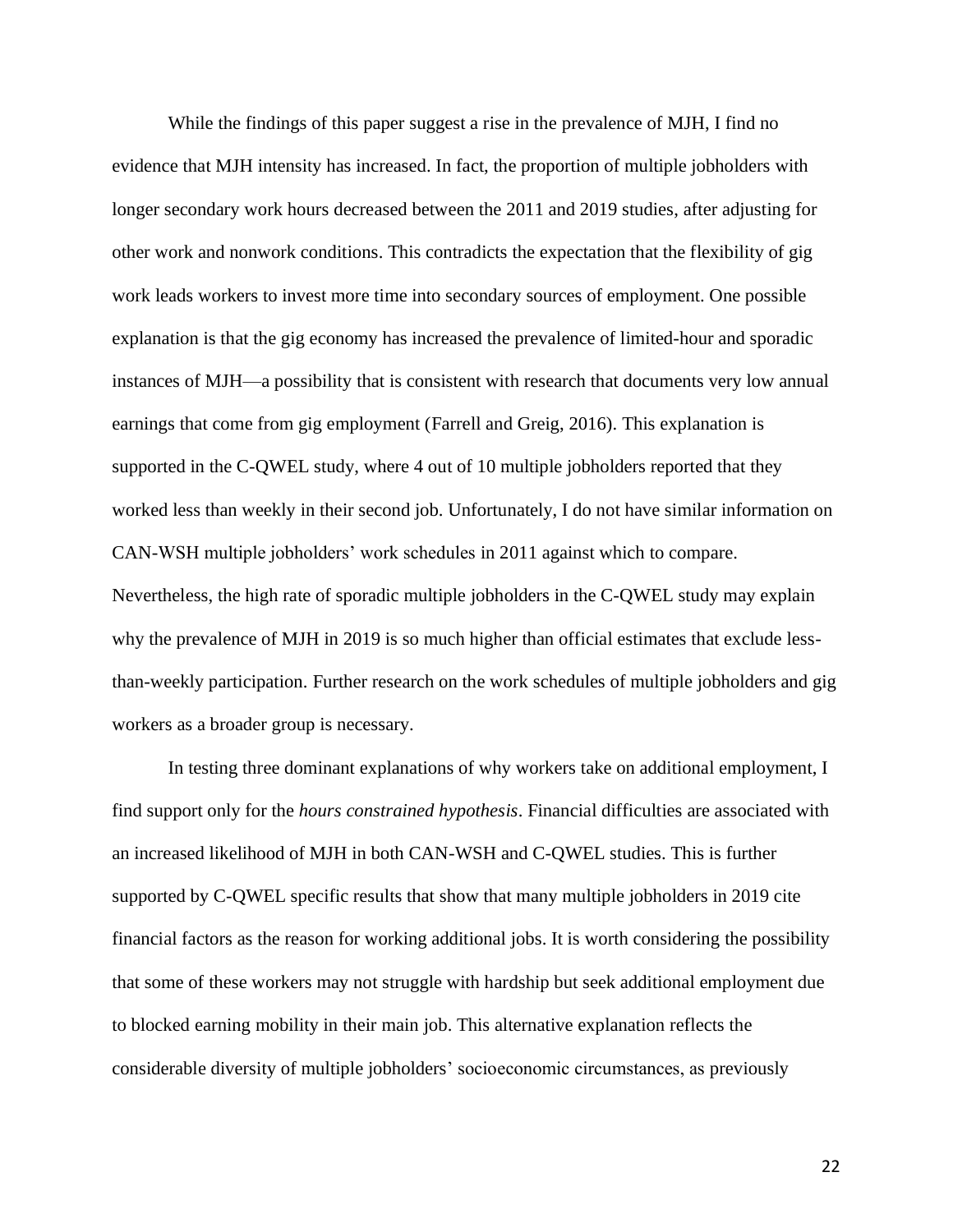While the findings of this paper suggest a rise in the prevalence of MJH, I find no evidence that MJH intensity has increased. In fact, the proportion of multiple jobholders with longer secondary work hours decreased between the 2011 and 2019 studies, after adjusting for other work and nonwork conditions. This contradicts the expectation that the flexibility of gig work leads workers to invest more time into secondary sources of employment. One possible explanation is that the gig economy has increased the prevalence of limited-hour and sporadic instances of MJH—a possibility that is consistent with research that documents very low annual earnings that come from gig employment (Farrell and Greig, 2016). This explanation is supported in the C-QWEL study, where 4 out of 10 multiple jobholders reported that they worked less than weekly in their second job. Unfortunately, I do not have similar information on CAN-WSH multiple jobholders' work schedules in 2011 against which to compare. Nevertheless, the high rate of sporadic multiple jobholders in the C-QWEL study may explain why the prevalence of MJH in 2019 is so much higher than official estimates that exclude less-than-weekly participation. Further research on the work schedules of multiple jobholders and gig workers as a broader group is necessary.

In testing three dominant explanations of why workers take on additional employment, I find support only for the *hours constrained hypothesis*. Financial difficulties are associated with an increased likelihood of MJH in both CAN-WSH and C-QWEL studies. This is further supported by C-QWEL specific results that show that many multiple jobholders in 2019 cite financial factors as the reason for working additional jobs. It is worth considering the possibility that some of these workers may not struggle with hardship but seek additional employment due to blocked earning mobility in their main job. This alternative explanation reflects the considerable diversity of multiple jobholders' socioeconomic circumstances, as previously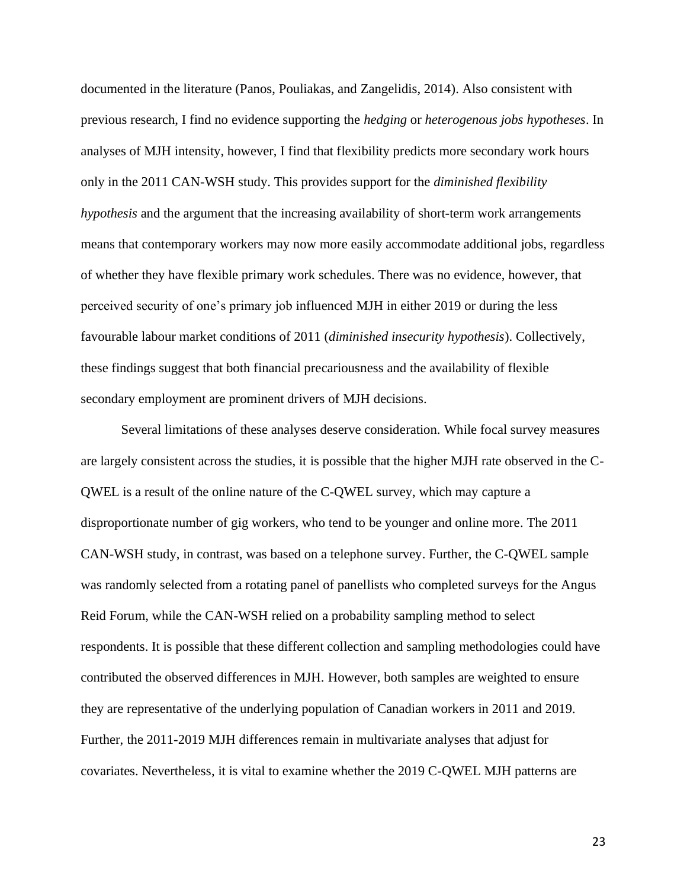documented in the literature (Panos, Pouliakas, and Zangelidis, 2014). Also consistent with previous research, I find no evidence supporting the *hedging* or *heterogenous jobs hypotheses*. In analyses of MJH intensity, however, I find that flexibility predicts more secondary work hours only in the 2011 CAN-WSH study. This provides support for the *diminished flexibility hypothesis* and the argument that the increasing availability of short-term work arrangements means that contemporary workers may now more easily accommodate additional jobs, regardless of whether they have flexible primary work schedules. There was no evidence, however, that perceived security of one's primary job influenced MJH in either 2019 or during the less favourable labour market conditions of 2011 (*diminished insecurity hypothesis*). Collectively, these findings suggest that both financial precariousness and the availability of flexible secondary employment are prominent drivers of MJH decisions.

Several limitations of these analyses deserve consideration. While focal survey measures are largely consistent across the studies, it is possible that the higher MJH rate observed in the C-QWEL is a result of the online nature of the C-QWEL survey, which may capture a disproportionate number of gig workers, who tend to be younger and online more. The 2011 CAN-WSH study, in contrast, was based on a telephone survey. Further, the C-QWEL sample was randomly selected from a rotating panel of panellists who completed surveys for the Angus Reid Forum, while the CAN-WSH relied on a probability sampling method to select respondents. It is possible that these different collection and sampling methodologies could have contributed the observed differences in MJH. However, both samples are weighted to ensure they are representative of the underlying population of Canadian workers in 2011 and 2019. Further, the 2011-2019 MJH differences remain in multivariate analyses that adjust for covariates. Nevertheless, it is vital to examine whether the 2019 C-QWEL MJH patterns are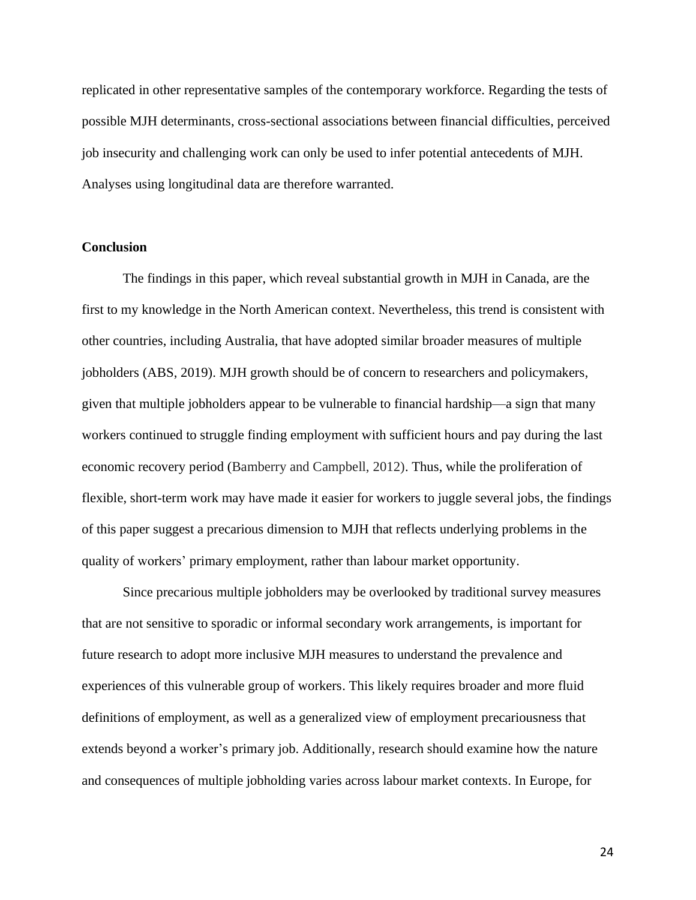replicated in other representative samples of the contemporary workforce. Regarding the tests of possible MJH determinants, cross-sectional associations between financial difficulties, perceived job insecurity and challenging work can only be used to infer potential antecedents of MJH. Analyses using longitudinal data are therefore warranted.

## Conclusion

The findings in this paper, which reveal substantial growth in MJH in Canada, are the first to my knowledge in the North American context. Nevertheless, this trend is consistent with other countries, including Australia, that have adopted similar broader measures of multiple jobholders (ABS, 2019). MJH growth should be of concern to researchers and policymakers, given that multiple jobholders appear to be vulnerable to financial hardship—a sign that many workers continued to struggle finding employment with sufficient hours and pay during the last economic recovery period (Bamberry and Campbell, 2012). Thus, while the proliferation of flexible, short-term work may have made it easier for workers to juggle several jobs, the findings of this paper suggest a precarious dimension to MJH that reflects underlying problems in the quality of workers' primary employment, rather than labour market opportunity.

Since precarious multiple jobholders may be overlooked by traditional survey measures that are not sensitive to sporadic or informal secondary work arrangements, is important for future research to adopt more inclusive MJH measures to understand the prevalence and experiences of this vulnerable group of workers. This likely requires broader and more fluid definitions of employment, as well as a generalized view of employment precariousness that extends beyond a worker's primary job. Additionally, research should examine how the nature and consequences of multiple jobholding varies across labour market contexts. In Europe, for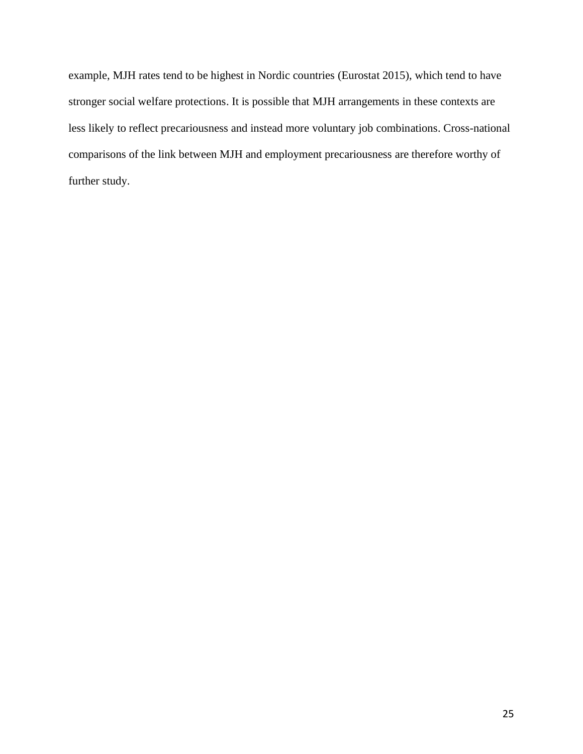example, MJH rates tend to be highest in Nordic countries (Eurostat 2015), which tend to have stronger social welfare protections. It is possible that MJH arrangements in these contexts are less likely to reflect precariousness and instead more voluntary job combinations. Cross-national comparisons of the link between MJH and employment precariousness are therefore worthy of further study.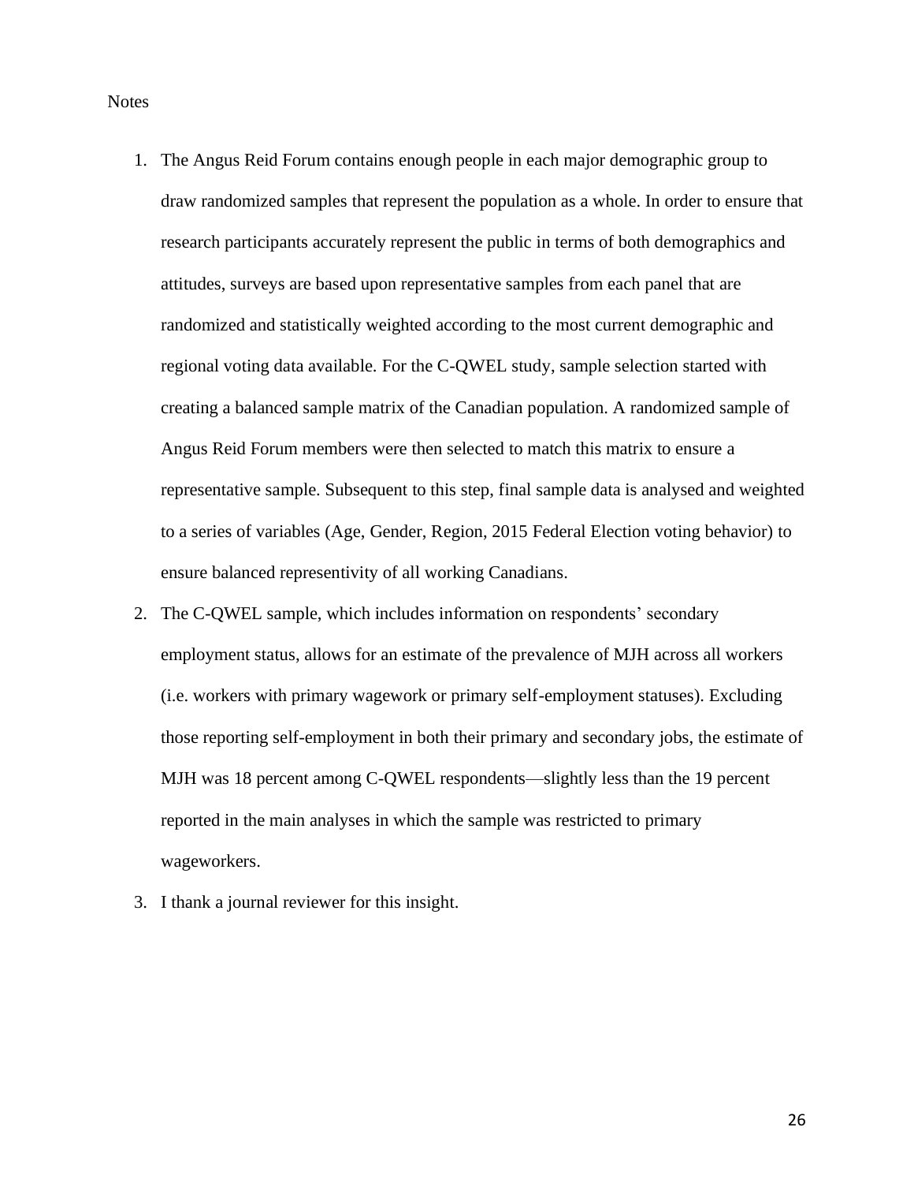Notes

1. The Angus Reid Forum contains enough people in each major demographic group to draw randomized samples that represent the population as a whole. In order to ensure that research participants accurately represent the public in terms of both demographics and attitudes, surveys are based upon representative samples from each panel that are randomized and statistically weighted according to the most current demographic and regional voting data available. For the C-QWEL study, sample selection started with creating a balanced sample matrix of the Canadian population. A randomized sample of Angus Reid Forum members were then selected to match this matrix to ensure a representative sample. Subsequent to this step, final sample data is analysed and weighted to a series of variables (Age, Gender, Region, 2015 Federal Election voting behavior) to ensure balanced representivity of all working Canadians.
2. The C-QWEL sample, which includes information on respondents' secondary employment status, allows for an estimate of the prevalence of MJH across all workers (i.e. workers with primary wagework or primary self-employment statuses). Excluding those reporting self-employment in both their primary and secondary jobs, the estimate of MJH was 18 percent among C-QWEL respondents—slightly less than the 19 percent reported in the main analyses in which the sample was restricted to primary wageworkers.
3. I thank a journal reviewer for this insight.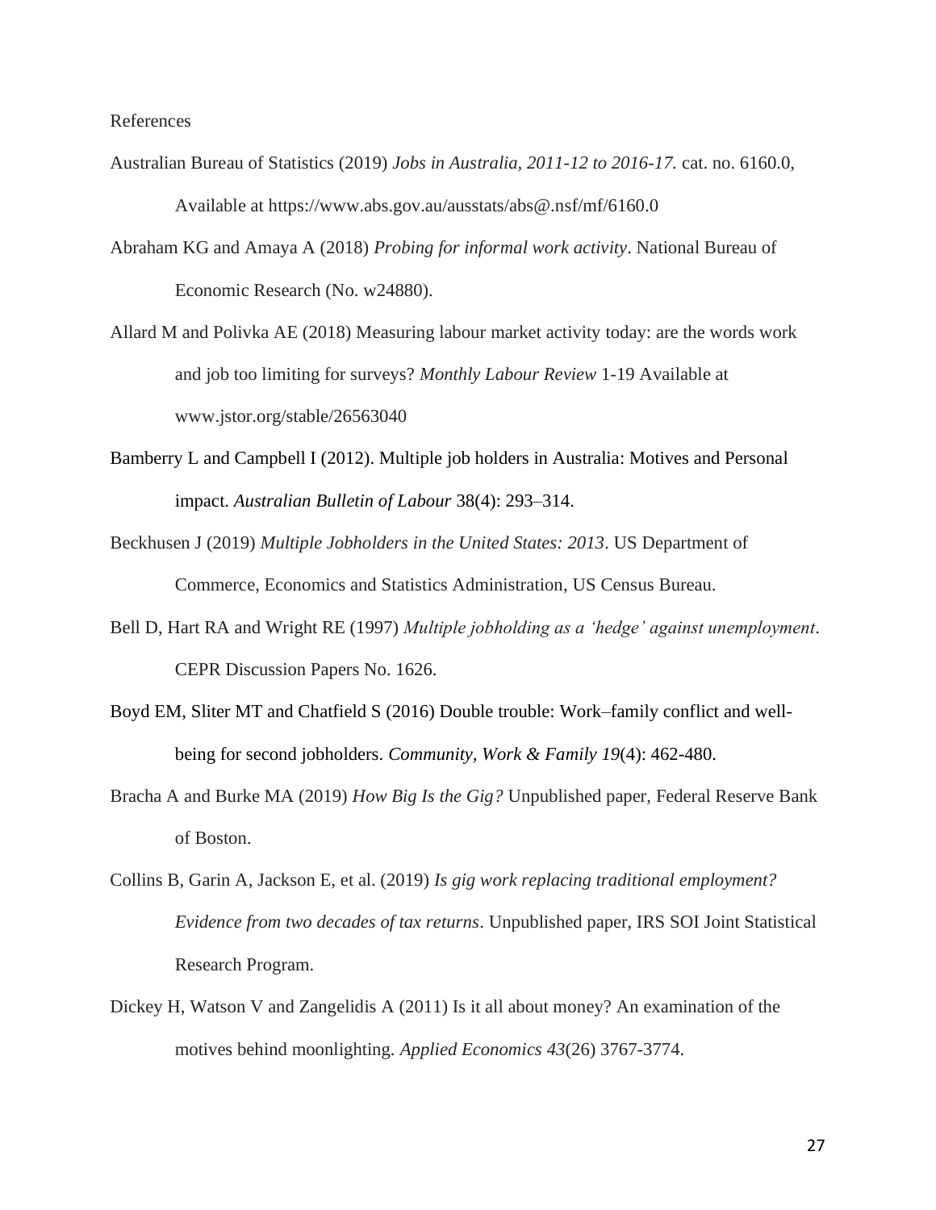References

Australian Bureau of Statistics (2019) *Jobs in Australia, 2011-12 to 2016-17.* cat. no. 6160.0, Available at https://www.abs.gov.au/ausstats/abs@.nsf/mf/6160.0

Abraham KG and Amaya A (2018) *Probing for informal work activity*. National Bureau of Economic Research (No. w24880).

Allard M and Polivka AE (2018) Measuring labour market activity today: are the words work and job too limiting for surveys? *Monthly Labour Review* 1-19 Available at www.jstor.org/stable/26563040

Bamberry L and Campbell I (2012). Multiple job holders in Australia: Motives and Personal impact. *Australian Bulletin of Labour* 38(4): 293–314.

Beckhusen J (2019) *Multiple Jobholders in the United States: 2013*. US Department of Commerce, Economics and Statistics Administration, US Census Bureau.

Bell D, Hart RA and Wright RE (1997) *Multiple jobholding as a 'hedge' against unemployment*. CEPR Discussion Papers No. 1626.

Boyd EM, Sliter MT and Chatfield S (2016) Double trouble: Work–family conflict and well-being for second jobholders. *Community, Work & Family 19*(4): 462-480.

Bracha A and Burke MA (2019) *How Big Is the Gig?* Unpublished paper, Federal Reserve Bank of Boston.

Collins B, Garin A, Jackson E, et al. (2019) *Is gig work replacing traditional employment? Evidence from two decades of tax returns*. Unpublished paper, IRS SOI Joint Statistical Research Program.

Dickey H, Watson V and Zangelidis A (2011) Is it all about money? An examination of the motives behind moonlighting. *Applied Economics 43*(26) 3767-3774.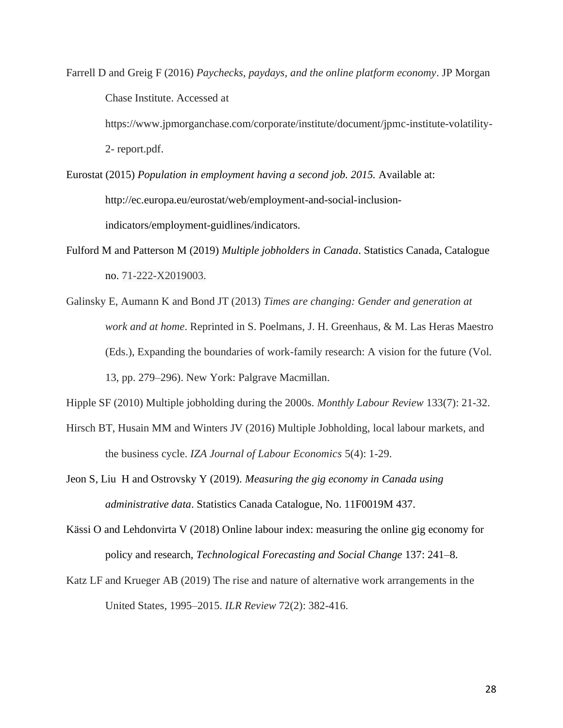Farrell D and Greig F (2016) *Paychecks, paydays, and the online platform economy*. JP Morgan Chase Institute. Accessed at https://www.jpmorganchase.com/corporate/institute/document/jpmc-institute-volatility-2- report.pdf.

Eurostat (2015) *Population in employment having a second job. 2015.* Available at: http://ec.europa.eu/eurostat/web/employment-and-social-inclusion-indicators/employment-guidlines/indicators.

Fulford M and Patterson M (2019) *Multiple jobholders in Canada*. Statistics Canada, Catalogue no. 71-222-X2019003.

Galinsky E, Aumann K and Bond JT (2013) *Times are changing: Gender and generation at work and at home*. Reprinted in S. Poelmans, J. H. Greenhaus, & M. Las Heras Maestro (Eds.), Expanding the boundaries of work-family research: A vision for the future (Vol. 13, pp. 279–296). New York: Palgrave Macmillan.

Hipple SF (2010) Multiple jobholding during the 2000s. *Monthly Labour Review* 133(7): 21-32.

Hirsch BT, Husain MM and Winters JV (2016) Multiple Jobholding, local labour markets, and the business cycle. *IZA Journal of Labour Economics* 5(4): 1-29.

Jeon S, Liu H and Ostrovsky Y (2019). *Measuring the gig economy in Canada using administrative data*. Statistics Canada Catalogue, No. 11F0019M 437.

Kässi O and Lehdonvirta V (2018) Online labour index: measuring the online gig economy for policy and research, *Technological Forecasting and Social Change* 137: 241–8.

Katz LF and Krueger AB (2019) The rise and nature of alternative work arrangements in the United States, 1995–2015. *ILR Review* 72(2): 382-416.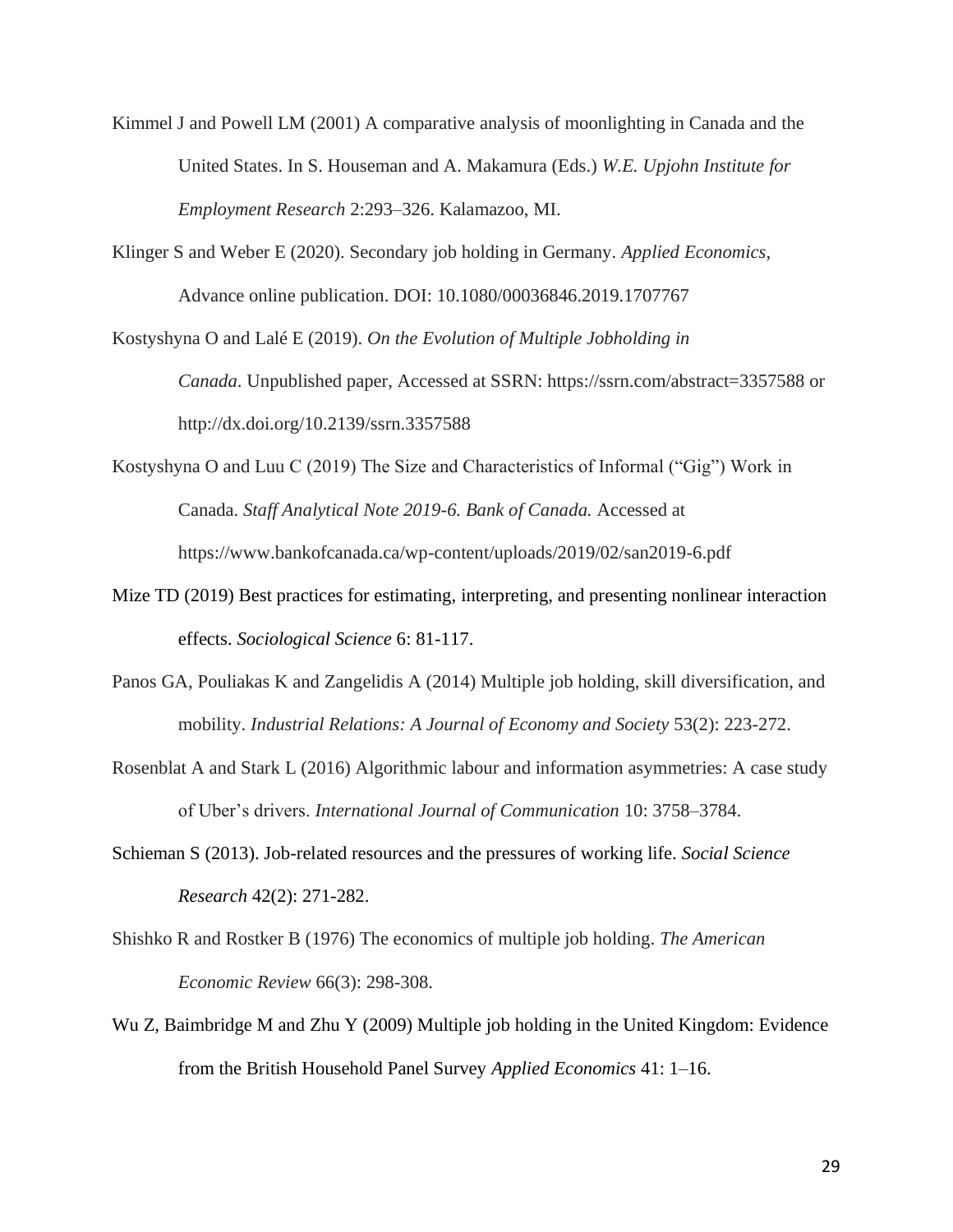Kimmel J and Powell LM (2001) A comparative analysis of moonlighting in Canada and the United States. In S. Houseman and A. Makamura (Eds.) *W.E. Upjohn Institute for Employment Research* 2:293–326. Kalamazoo, MI.

Klinger S and Weber E (2020). Secondary job holding in Germany. *Applied Economics*, Advance online publication. DOI: 10.1080/00036846.2019.1707767

Kostyshyna O and Lalé E (2019). *On the Evolution of Multiple Jobholding in Canada*. Unpublished paper, Accessed at SSRN: https://ssrn.com/abstract=3357588 or http://dx.doi.org/10.2139/ssrn.3357588

Kostyshyna O and Luu C (2019) The Size and Characteristics of Informal ("Gig") Work in Canada. *Staff Analytical Note 2019-6. Bank of Canada.* Accessed at https://www.bankofcanada.ca/wp-content/uploads/2019/02/san2019-6.pdf

Mize TD (2019) Best practices for estimating, interpreting, and presenting nonlinear interaction effects. *Sociological Science* 6: 81-117.

Panos GA, Pouliakas K and Zangelidis A (2014) Multiple job holding, skill diversification, and mobility. *Industrial Relations: A Journal of Economy and Society* 53(2): 223-272.

Rosenblat A and Stark L (2016) Algorithmic labour and information asymmetries: A case study of Uber's drivers. *International Journal of Communication* 10: 3758–3784.

Schieman S (2013). Job-related resources and the pressures of working life. *Social Science Research* 42(2): 271-282.

Shishko R and Rostker B (1976) The economics of multiple job holding. *The American Economic Review* 66(3): 298-308.

Wu Z, Baimbridge M and Zhu Y (2009) Multiple job holding in the United Kingdom: Evidence from the British Household Panel Survey *Applied Economics* 41: 1–16.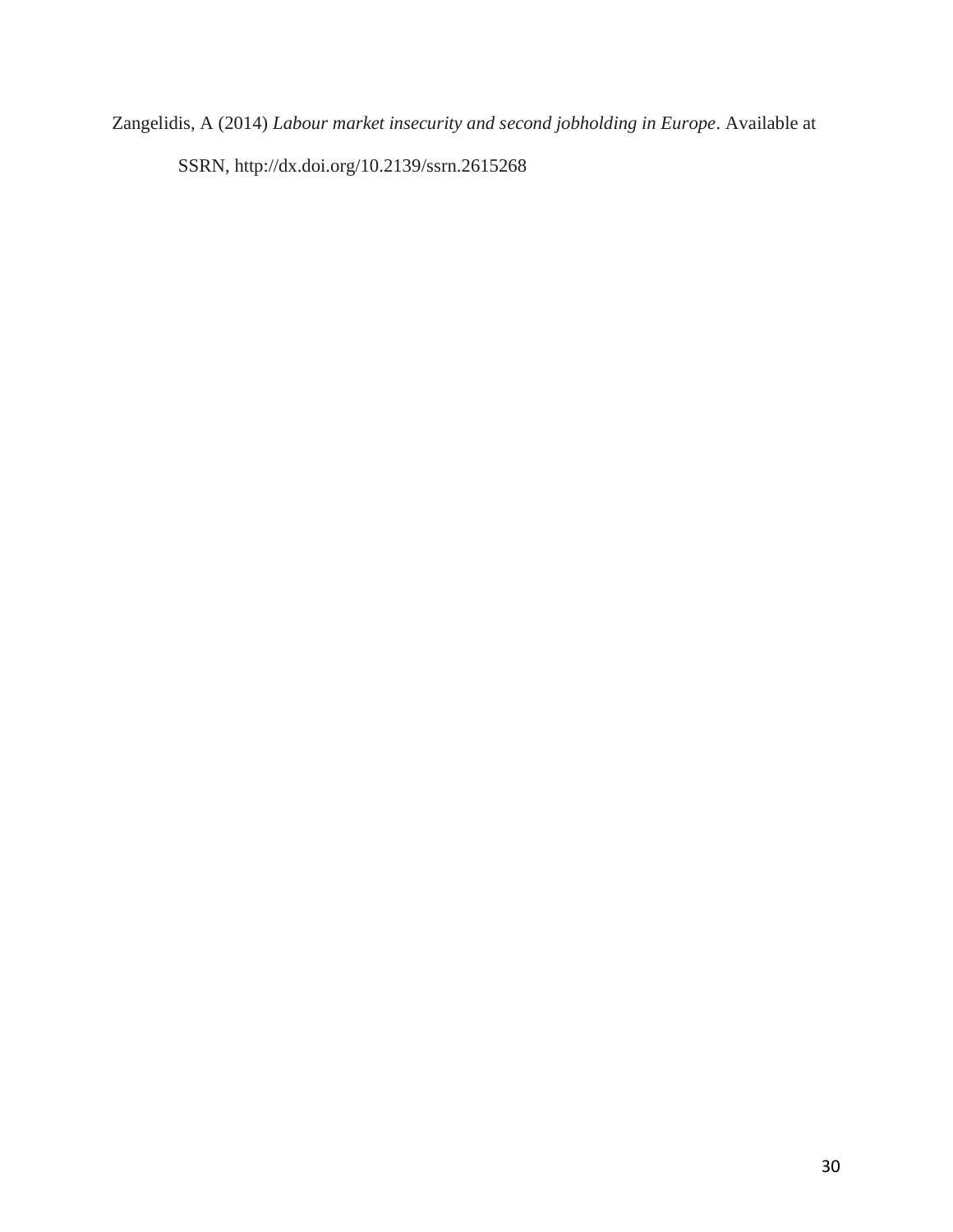Zangelidis, A (2014) *Labour market insecurity and second jobholding in Europe*. Available at SSRN, http://dx.doi.org/10.2139/ssrn.2615268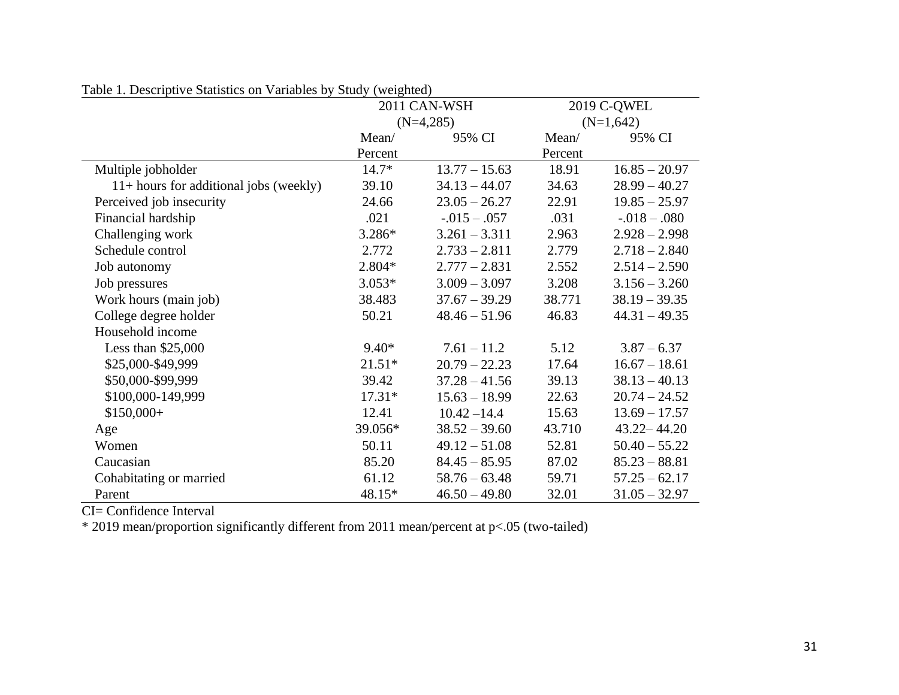Table 1. Descriptive Statistics on Variables by Study (weighted)

| | 2011 CAN-WSH (N=4,285) | | 2019 C-QWEL (N=1,642) | |
|---|---|---|---|---|
| | Mean/ Percent | 95% CI | Mean/ Percent | 95% CI |
| Multiple jobholder | 14.7* | 13.77 – 15.63 | 18.91 | 16.85 – 20.97 |
| 11+ hours for additional jobs (weekly) | 39.10 | 34.13 – 44.07 | 34.63 | 28.99 – 40.27 |
| Perceived job insecurity | 24.66 | 23.05 – 26.27 | 22.91 | 19.85 – 25.97 |
| Financial hardship | .021 | -.015 – .057 | .031 | -.018 – .080 |
| Challenging work | 3.286* | 3.261 – 3.311 | 2.963 | 2.928 – 2.998 |
| Schedule control | 2.772 | 2.733 – 2.811 | 2.779 | 2.718 – 2.840 |
| Job autonomy | 2.804* | 2.777 – 2.831 | 2.552 | 2.514 – 2.590 |
| Job pressures | 3.053* | 3.009 – 3.097 | 3.208 | 3.156 – 3.260 |
| Work hours (main job) | 38.483 | 37.67 – 39.29 | 38.771 | 38.19 – 39.35 |
| College degree holder | 50.21 | 48.46 – 51.96 | 46.83 | 44.31 – 49.35 |
| Household income | | | | |
| Less than $25,000 | 9.40* | 7.61 – 11.2 | 5.12 | 3.87 – 6.37 |
| $25,000-$49,999 | 21.51* | 20.79 – 22.23 | 17.64 | 16.67 – 18.61 |
| $50,000-$99,999 | 39.42 | 37.28 – 41.56 | 39.13 | 38.13 – 40.13 |
| $100,000-149,999 | 17.31* | 15.63 – 18.99 | 22.63 | 20.74 – 24.52 |
| $150,000+ | 12.41 | 10.42 –14.4 | 15.63 | 13.69 – 17.57 |
| Age | 39.056* | 38.52 – 39.60 | 43.710 | 43.22– 44.20 |
| Women | 50.11 | 49.12 – 51.08 | 52.81 | 50.40 – 55.22 |
| Caucasian | 85.20 | 84.45 – 85.95 | 87.02 | 85.23 – 88.81 |
| Cohabitating or married | 61.12 | 58.76 – 63.48 | 59.71 | 57.25 – 62.17 |
| Parent | 48.15* | 46.50 – 49.80 | 32.01 | 31.05 – 32.97 |

CI= Confidence Interval

* 2019 mean/proportion significantly different from 2011 mean/percent at $p<.05$ (two-tailed)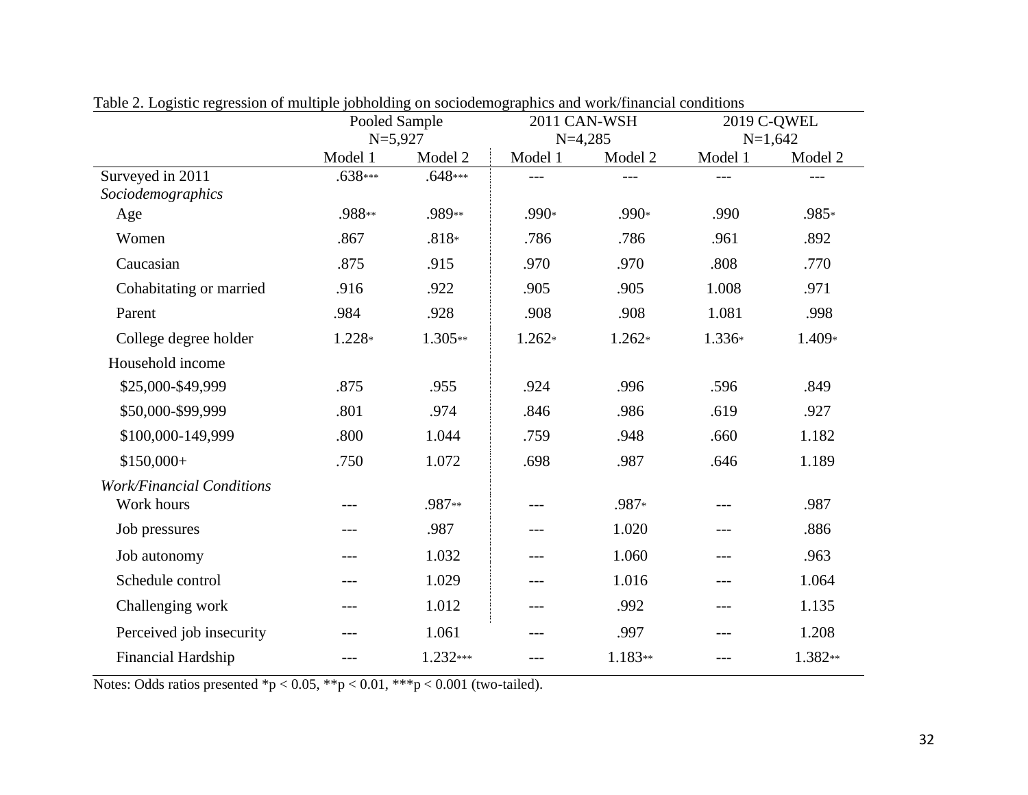Table 2. Logistic regression of multiple jobholding on sociodemographics and work/financial conditions

| | Pooled Sample N=5,927 | | 2011 CAN-WSH N=4,285 | | 2019 C-QWEL N=1,642 | |
|---|---|---|---|---|---|---|
| | Model 1 | Model 2 | Model 1 | Model 2 | Model 1 | Model 2 |
| Surveyed in 2011 | .638*** | .648*** | --- | --- | --- | --- |
| *Sociodemographics* | | | | | | |
| Age | .988** | .989** | .990* | .990* | .990 | .985* |
| Women | .867 | .818* | .786 | .786 | .961 | .892 |
| Caucasian | .875 | .915 | .970 | .970 | .808 | .770 |
| Cohabitating or married | .916 | .922 | .905 | .905 | 1.008 | .971 |
| Parent | .984 | .928 | .908 | .908 | 1.081 | .998 |
| College degree holder | 1.228* | 1.305** | 1.262* | 1.262* | 1.336* | 1.409* |
| Household income | | | | | | |
| $25,000-$49,999 | .875 | .955 | .924 | .996 | .596 | .849 |
| $50,000-$99,999 | .801 | .974 | .846 | .986 | .619 | .927 |
| $100,000-149,999 | .800 | 1.044 | .759 | .948 | .660 | 1.182 |
| $150,000+ | .750 | 1.072 | .698 | .987 | .646 | 1.189 |
| *Work/Financial Conditions* | | | | | | |
| Work hours | --- | .987** | --- | .987* | --- | .987 |
| Job pressures | --- | .987 | --- | 1.020 | --- | .886 |
| Job autonomy | --- | 1.032 | --- | 1.060 | --- | .963 |
| Schedule control | --- | 1.029 | --- | 1.016 | --- | 1.064 |
| Challenging work | --- | 1.012 | --- | .992 | --- | 1.135 |
| Perceived job insecurity | --- | 1.061 | --- | .997 | --- | 1.208 |
| Financial Hardship | --- | 1.232*** | --- | 1.183** | --- | 1.382** |

Notes: Odds ratios presented *$p < 0.05$, **$p < 0.01$, ***$p < 0.001$ (two-tailed).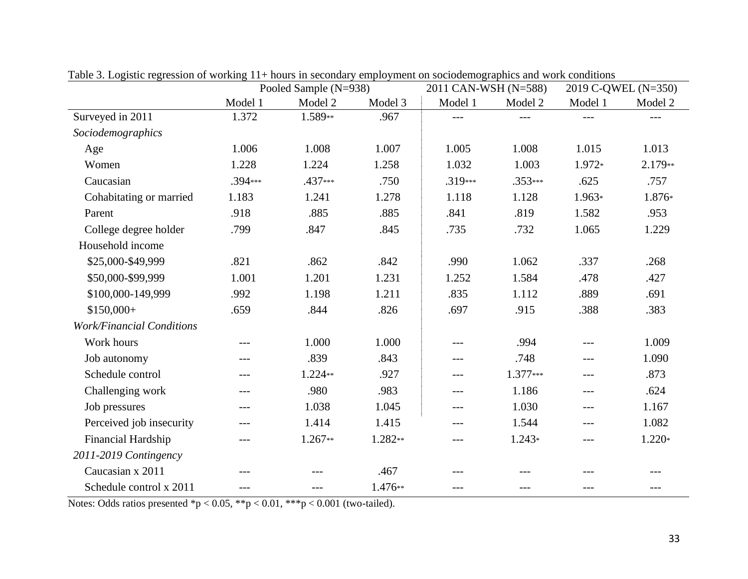Table 3. Logistic regression of working 11+ hours in secondary employment on sociodemographics and work conditions

| | Pooled Sample (N=938) | | | 2011 CAN-WSH (N=588) | | 2019 C-QWEL (N=350) | |
|---|---|---|---|---|---|---|---|
| | Model 1 | Model 2 | Model 3 | Model 1 | Model 2 | Model 1 | Model 2 |
| Surveyed in 2011 | 1.372 | 1.589** | .967 | --- | --- | --- | --- |
| *Sociodemographics* | | | | | | | |
| Age | 1.006 | 1.008 | 1.007 | 1.005 | 1.008 | 1.015 | 1.013 |
| Women | 1.228 | 1.224 | 1.258 | 1.032 | 1.003 | 1.972* | 2.179** |
| Caucasian | .394*** | .437*** | .750 | .319*** | .353*** | .625 | .757 |
| Cohabitating or married | 1.183 | 1.241 | 1.278 | 1.118 | 1.128 | 1.963* | 1.876* |
| Parent | .918 | .885 | .885 | .841 | .819 | 1.582 | .953 |
| College degree holder | .799 | .847 | .845 | .735 | .732 | 1.065 | 1.229 |
| Household income | | | | | | | |
| $25,000-$49,999 | .821 | .862 | .842 | .990 | 1.062 | .337 | .268 |
| $50,000-$99,999 | 1.001 | 1.201 | 1.231 | 1.252 | 1.584 | .478 | .427 |
| $100,000-149,999 | .992 | 1.198 | 1.211 | .835 | 1.112 | .889 | .691 |
| $150,000+ | .659 | .844 | .826 | .697 | .915 | .388 | .383 |
| *Work/Financial Conditions* | | | | | | | |
| Work hours | --- | 1.000 | 1.000 | --- | .994 | --- | 1.009 |
| Job autonomy | --- | .839 | .843 | --- | .748 | --- | 1.090 |
| Schedule control | --- | 1.224** | .927 | --- | 1.377*** | --- | .873 |
| Challenging work | --- | .980 | .983 | --- | 1.186 | --- | .624 |
| Job pressures | --- | 1.038 | 1.045 | --- | 1.030 | --- | 1.167 |
| Perceived job insecurity | --- | 1.414 | 1.415 | --- | 1.544 | --- | 1.082 |
| Financial Hardship | --- | 1.267** | 1.282** | --- | 1.243* | --- | 1.220* |
| *2011-2019 Contingency* | | | | | | | |
| Caucasian x 2011 | --- | --- | .467 | --- | --- | --- | --- |
| Schedule control x 2011 | --- | --- | 1.476** | --- | --- | --- | --- |

Notes: Odds ratios presented *p < 0.05, **p < 0.01, ***p < 0.001 (two-tailed).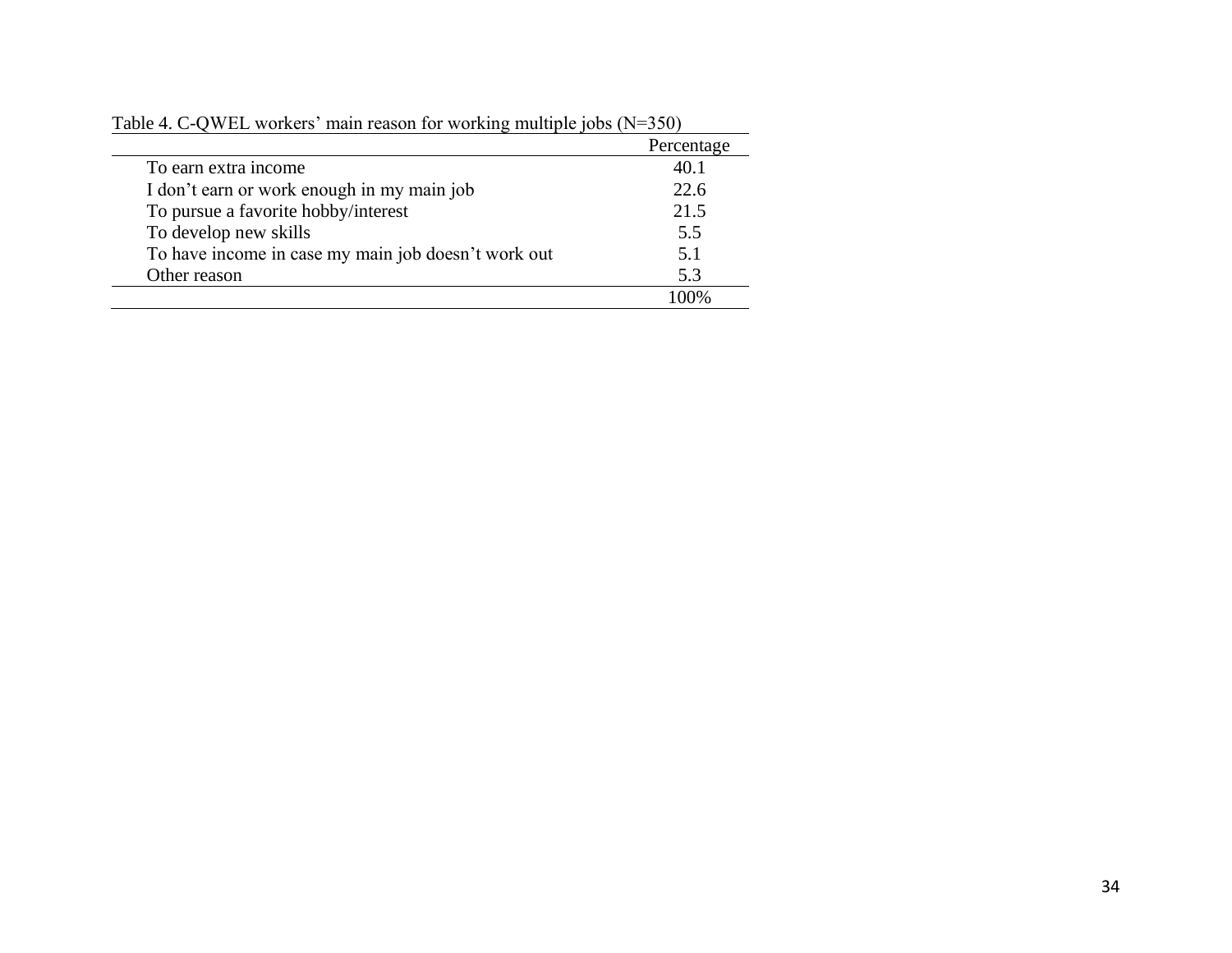Table 4. C-QWEL workers' main reason for working multiple jobs (N=350)

| | Percentage |
|---|---|
| To earn extra income | 40.1 |
| I don't earn or work enough in my main job | 22.6 |
| To pursue a favorite hobby/interest | 21.5 |
| To develop new skills | 5.5 |
| To have income in case my main job doesn't work out | 5.1 |
| Other reason | 5.3 |
| | 100% |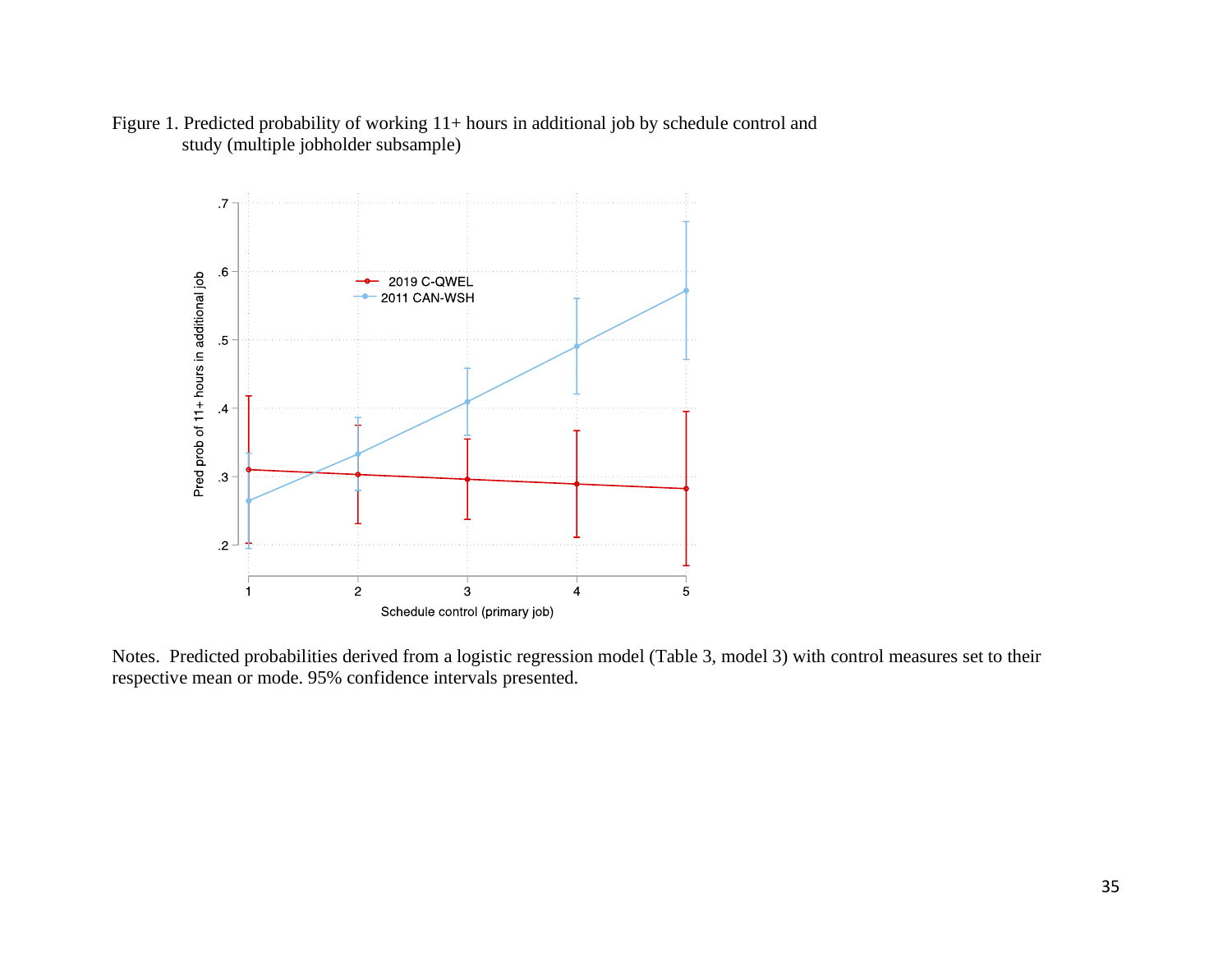Figure 1. Predicted probability of working 11+ hours in additional job by schedule control and study (multiple jobholder subsample)

Notes. Predicted probabilities derived from a logistic regression model (Table 3, model 3) with control measures set to their respective mean or mode. 95% confidence intervals presented.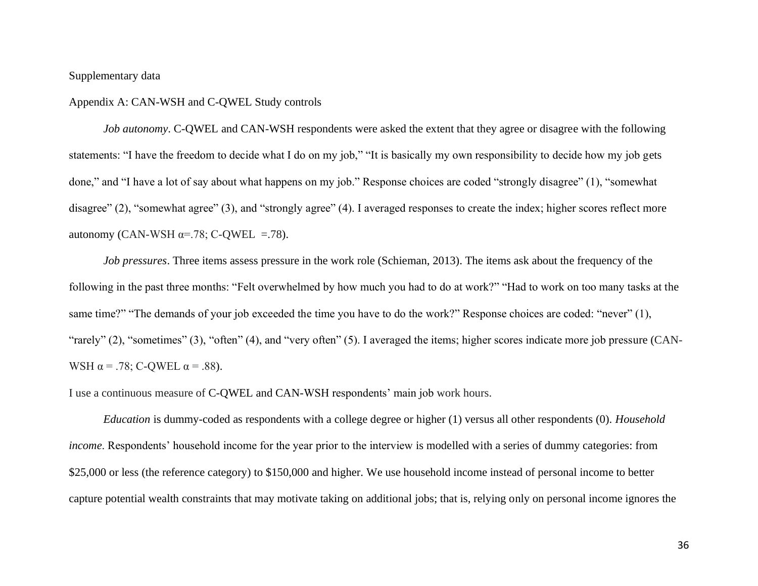Supplementary data

Appendix A: CAN-WSH and C-QWEL Study controls

*Job autonomy*. C-QWEL and CAN-WSH respondents were asked the extent that they agree or disagree with the following statements: "I have the freedom to decide what I do on my job," "It is basically my own responsibility to decide how my job gets done," and "I have a lot of say about what happens on my job." Response choices are coded "strongly disagree" (1), "somewhat disagree" (2), "somewhat agree" (3), and "strongly agree" (4). I averaged responses to create the index; higher scores reflect more autonomy (CAN-WSH $\alpha$=.78; C-QWEL =.78).

*Job pressures*. Three items assess pressure in the work role (Schieman, 2013). The items ask about the frequency of the following in the past three months: "Felt overwhelmed by how much you had to do at work?" "Had to work on too many tasks at the same time?" "The demands of your job exceeded the time you have to do the work?" Response choices are coded: "never" (1), "rarely" (2), "sometimes" (3), "often" (4), and "very often" (5). I averaged the items; higher scores indicate more job pressure (CAN-WSH $\alpha$ = .78; C-QWEL $\alpha$ = .88).

I use a continuous measure of C-QWEL and CAN-WSH respondents' main job work hours.

*Education* is dummy-coded as respondents with a college degree or higher (1) versus all other respondents (0). *Household income*. Respondents' household income for the year prior to the interview is modelled with a series of dummy categories: from $25,000 or less (the reference category) to $150,000 and higher. We use household income instead of personal income to better capture potential wealth constraints that may motivate taking on additional jobs; that is, relying only on personal income ignores the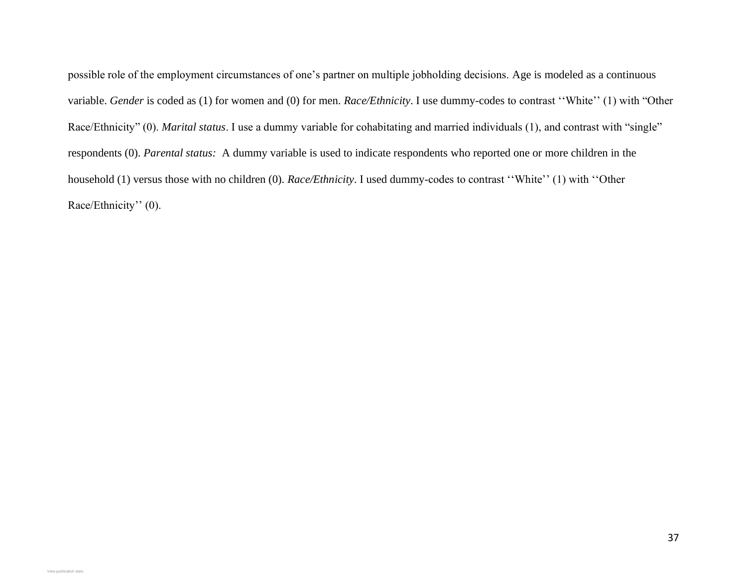possible role of the employment circumstances of one's partner on multiple jobholding decisions. Age is modeled as a continuous variable. *Gender* is coded as (1) for women and (0) for men. *Race/Ethnicity*. I use dummy-codes to contrast ''White'' (1) with "Other Race/Ethnicity" (0). *Marital status*. I use a dummy variable for cohabitating and married individuals (1), and contrast with "single" respondents (0). *Parental status:* A dummy variable is used to indicate respondents who reported one or more children in the household (1) versus those with no children (0). *Race/Ethnicity*. I used dummy-codes to contrast ''White'' (1) with ''Other Race/Ethnicity'' (0).